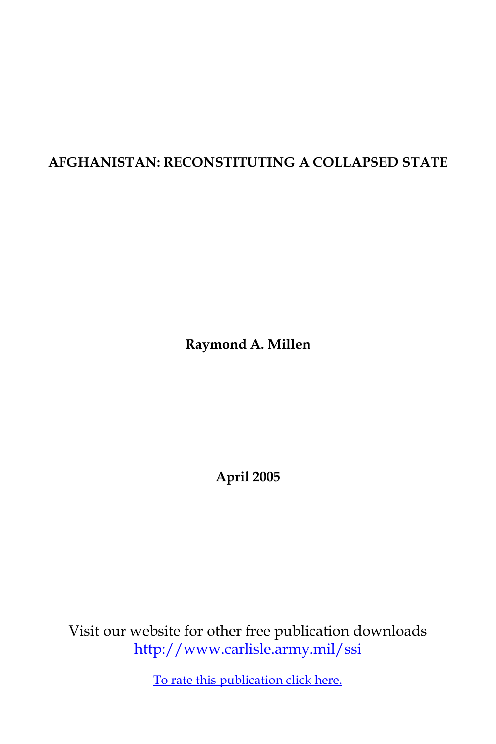# AFGHANISTAN: RECONSTITUTING A COLLAPSED STATE

**Raymond A. Millen**

**April 2005**

Visit our website for other free publication downloads
http://www.carlisle.army.mil/ssi

To rate this publication click here.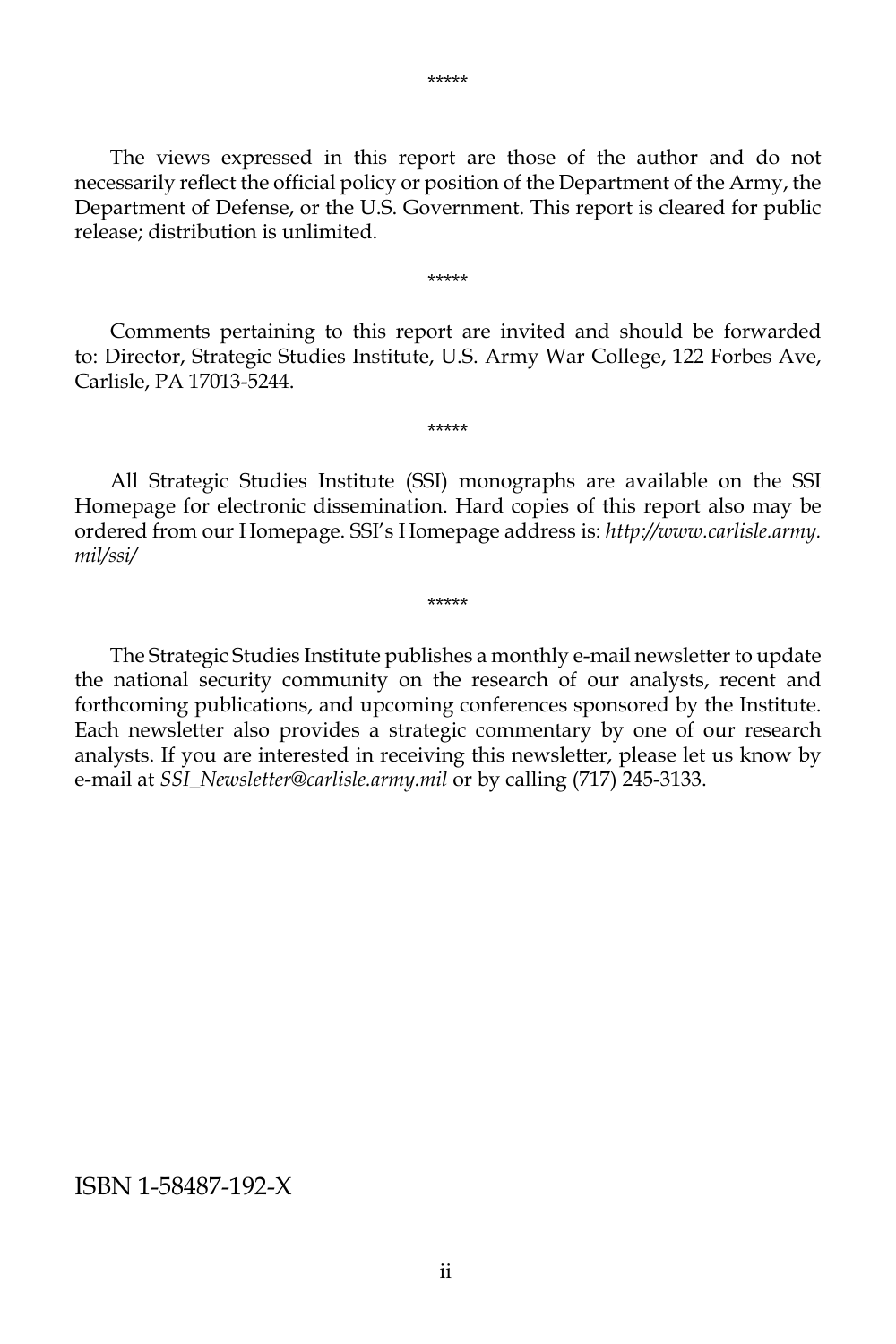*****

The views expressed in this report are those of the author and do not necessarily reflect the official policy or position of the Department of the Army, the Department of Defense, or the U.S. Government. This report is cleared for public release; distribution is unlimited.

*****

Comments pertaining to this report are invited and should be forwarded to: Director, Strategic Studies Institute, U.S. Army War College, 122 Forbes Ave, Carlisle, PA 17013-5244.

*****

All Strategic Studies Institute (SSI) monographs are available on the SSI Homepage for electronic dissemination. Hard copies of this report also may be ordered from our Homepage. SSI's Homepage address is: *http://www.carlisle.army.mil/ssi/*

*****

The Strategic Studies Institute publishes a monthly e-mail newsletter to update the national security community on the research of our analysts, recent and forthcoming publications, and upcoming conferences sponsored by the Institute. Each newsletter also provides a strategic commentary by one of our research analysts. If you are interested in receiving this newsletter, please let us know by e-mail at *SSI_Newsletter@carlisle.army.mil* or by calling (717) 245-3133.

ISBN 1-58487-192-X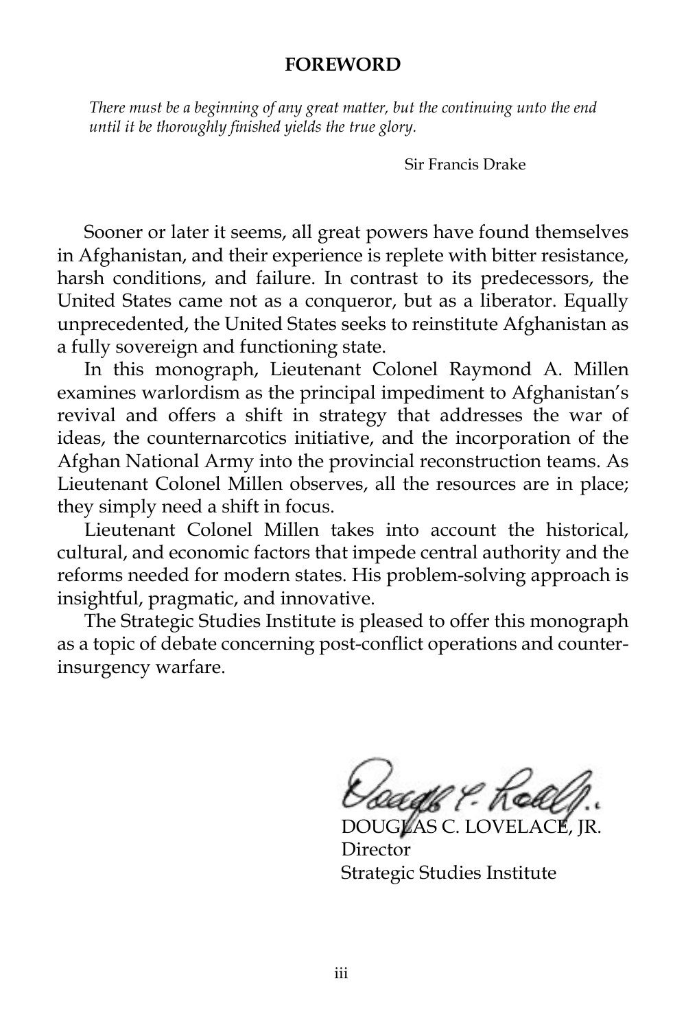# FOREWORD

*There must be a beginning of any great matter, but the continuing unto the end until it be thoroughly finished yields the true glory.*

Sir Francis Drake

Sooner or later it seems, all great powers have found themselves in Afghanistan, and their experience is replete with bitter resistance, harsh conditions, and failure. In contrast to its predecessors, the United States came not as a conqueror, but as a liberator. Equally unprecedented, the United States seeks to reinstitute Afghanistan as a fully sovereign and functioning state.

In this monograph, Lieutenant Colonel Raymond A. Millen examines warlordism as the principal impediment to Afghanistan's revival and offers a shift in strategy that addresses the war of ideas, the counternarcotics initiative, and the incorporation of the Afghan National Army into the provincial reconstruction teams. As Lieutenant Colonel Millen observes, all the resources are in place; they simply need a shift in focus.

Lieutenant Colonel Millen takes into account the historical, cultural, and economic factors that impede central authority and the reforms needed for modern states. His problem-solving approach is insightful, pragmatic, and innovative.

The Strategic Studies Institute is pleased to offer this monograph as a topic of debate concerning post-conflict operations and counter-insurgency warfare.

DOUGLAS C. LOVELACE, JR.
Director
Strategic Studies Institute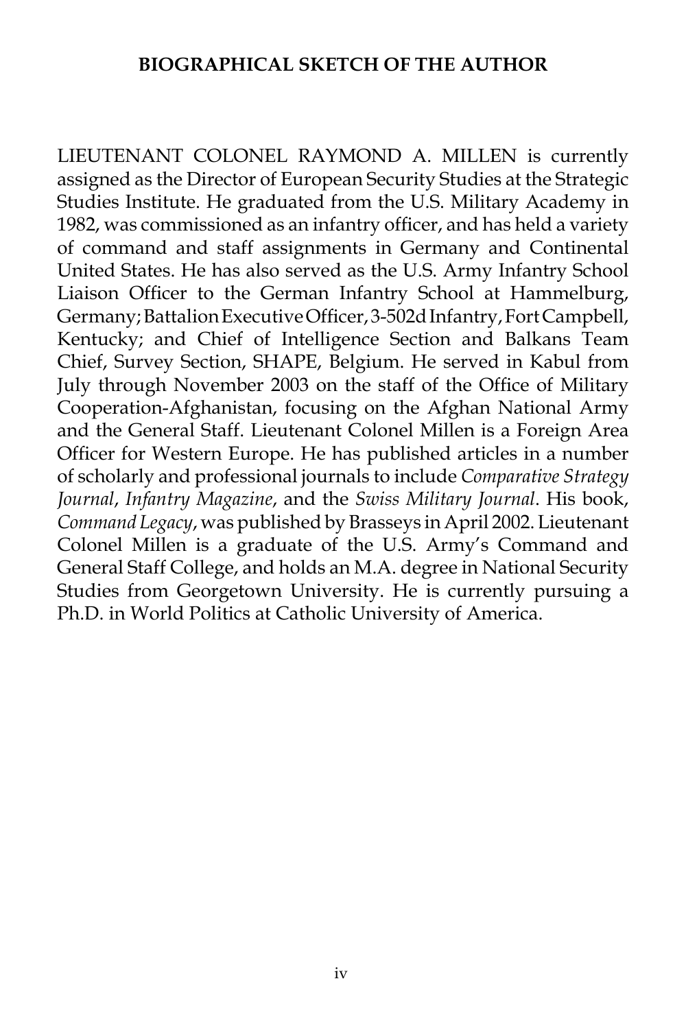**BIOGRAPHICAL SKETCH OF THE AUTHOR**

LIEUTENANT COLONEL RAYMOND A. MILLEN is currently assigned as the Director of European Security Studies at the Strategic Studies Institute. He graduated from the U.S. Military Academy in 1982, was commissioned as an infantry officer, and has held a variety of command and staff assignments in Germany and Continental United States. He has also served as the U.S. Army Infantry School Liaison Officer to the German Infantry School at Hammelburg, Germany; Battalion Executive Officer, 3-502d Infantry, Fort Campbell, Kentucky; and Chief of Intelligence Section and Balkans Team Chief, Survey Section, SHAPE, Belgium. He served in Kabul from July through November 2003 on the staff of the Office of Military Cooperation-Afghanistan, focusing on the Afghan National Army and the General Staff. Lieutenant Colonel Millen is a Foreign Area Officer for Western Europe. He has published articles in a number of scholarly and professional journals to include *Comparative Strategy Journal*, *Infantry Magazine*, and the *Swiss Military Journal*. His book, *Command Legacy*, was published by Brasseys in April 2002. Lieutenant Colonel Millen is a graduate of the U.S. Army's Command and General Staff College, and holds an M.A. degree in National Security Studies from Georgetown University. He is currently pursuing a Ph.D. in World Politics at Catholic University of America.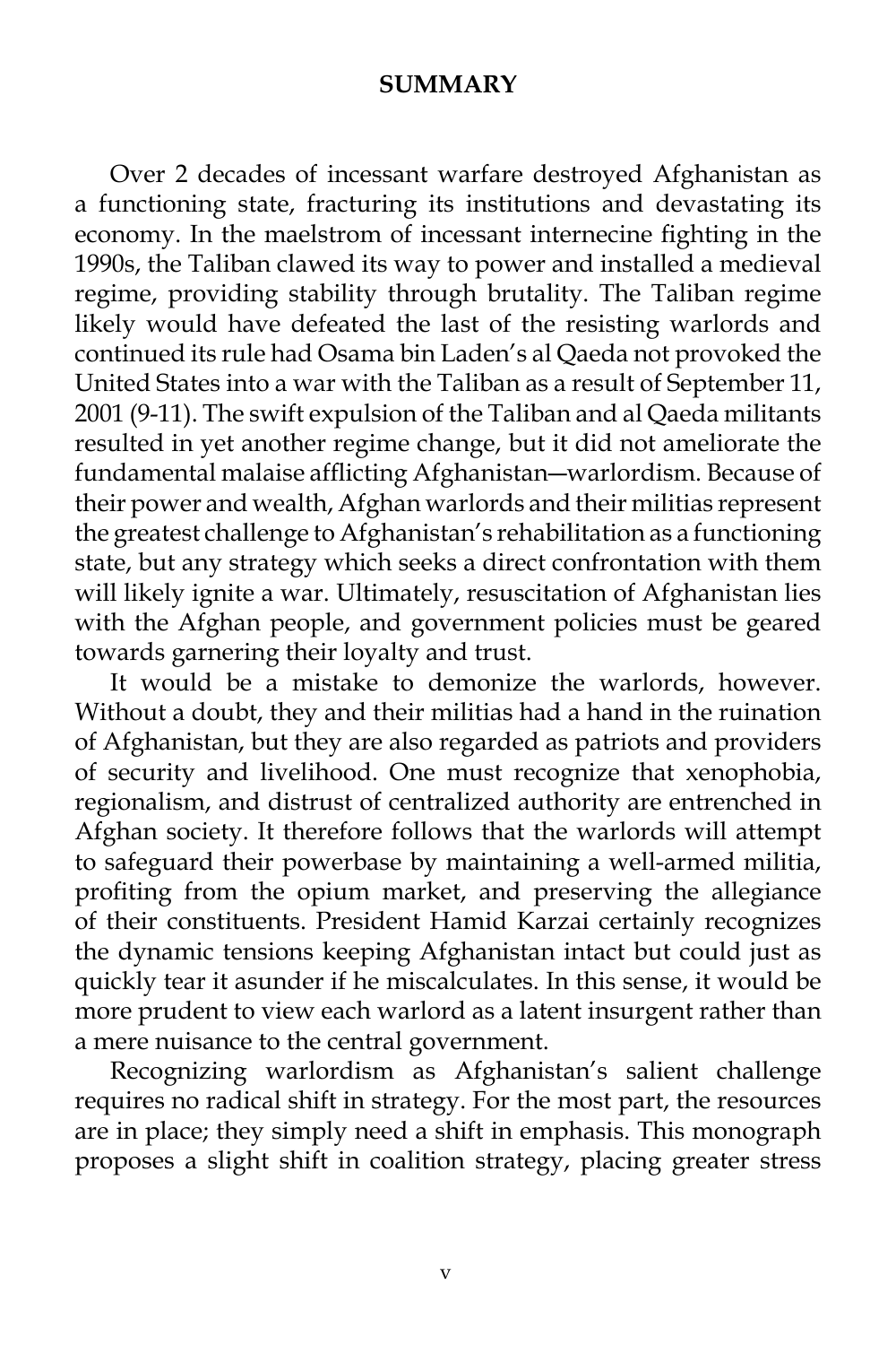## SUMMARY

Over 2 decades of incessant warfare destroyed Afghanistan as a functioning state, fracturing its institutions and devastating its economy. In the maelstrom of incessant internecine fighting in the 1990s, the Taliban clawed its way to power and installed a medieval regime, providing stability through brutality. The Taliban regime likely would have defeated the last of the resisting warlords and continued its rule had Osama bin Laden's al Qaeda not provoked the United States into a war with the Taliban as a result of September 11, 2001 (9-11). The swift expulsion of the Taliban and al Qaeda militants resulted in yet another regime change, but it did not ameliorate the fundamental malaise afflicting Afghanistan—warlordism. Because of their power and wealth, Afghan warlords and their militias represent the greatest challenge to Afghanistan's rehabilitation as a functioning state, but any strategy which seeks a direct confrontation with them will likely ignite a war. Ultimately, resuscitation of Afghanistan lies with the Afghan people, and government policies must be geared towards garnering their loyalty and trust.

It would be a mistake to demonize the warlords, however. Without a doubt, they and their militias had a hand in the ruination of Afghanistan, but they are also regarded as patriots and providers of security and livelihood. One must recognize that xenophobia, regionalism, and distrust of centralized authority are entrenched in Afghan society. It therefore follows that the warlords will attempt to safeguard their powerbase by maintaining a well-armed militia, profiting from the opium market, and preserving the allegiance of their constituents. President Hamid Karzai certainly recognizes the dynamic tensions keeping Afghanistan intact but could just as quickly tear it asunder if he miscalculates. In this sense, it would be more prudent to view each warlord as a latent insurgent rather than a mere nuisance to the central government.

Recognizing warlordism as Afghanistan's salient challenge requires no radical shift in strategy. For the most part, the resources are in place; they simply need a shift in emphasis. This monograph proposes a slight shift in coalition strategy, placing greater stress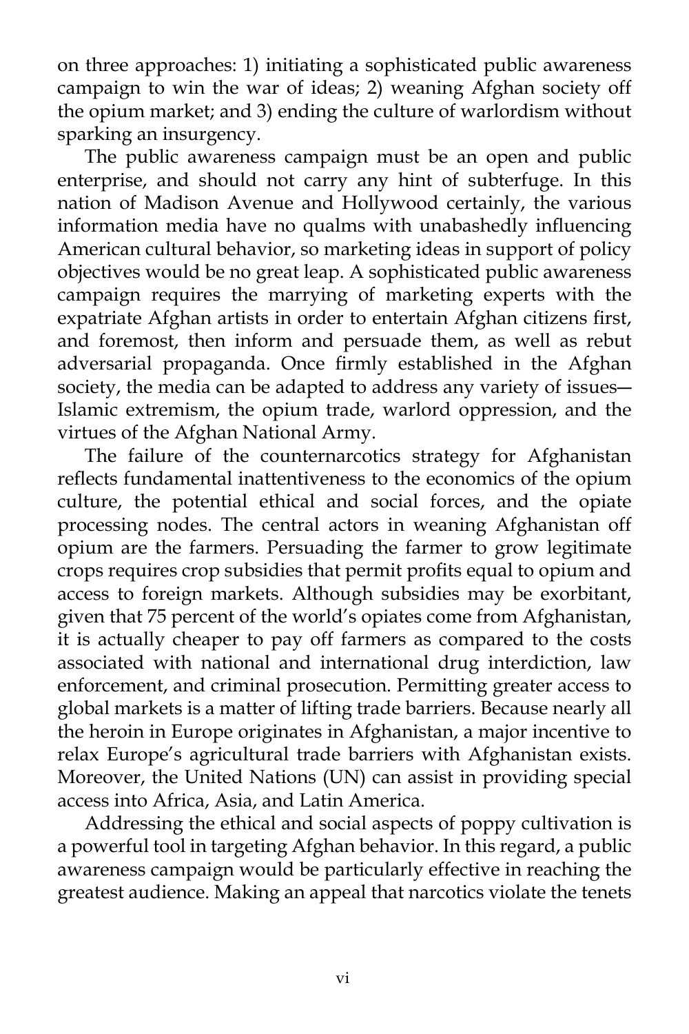on three approaches: 1) initiating a sophisticated public awareness campaign to win the war of ideas; 2) weaning Afghan society off the opium market; and 3) ending the culture of warlordism without sparking an insurgency.

The public awareness campaign must be an open and public enterprise, and should not carry any hint of subterfuge. In this nation of Madison Avenue and Hollywood certainly, the various information media have no qualms with unabashedly influencing American cultural behavior, so marketing ideas in support of policy objectives would be no great leap. A sophisticated public awareness campaign requires the marrying of marketing experts with the expatriate Afghan artists in order to entertain Afghan citizens first, and foremost, then inform and persuade them, as well as rebut adversarial propaganda. Once firmly established in the Afghan society, the media can be adapted to address any variety of issues—Islamic extremism, the opium trade, warlord oppression, and the virtues of the Afghan National Army.

The failure of the counternarcotics strategy for Afghanistan reflects fundamental inattentiveness to the economics of the opium culture, the potential ethical and social forces, and the opiate processing nodes. The central actors in weaning Afghanistan off opium are the farmers. Persuading the farmer to grow legitimate crops requires crop subsidies that permit profits equal to opium and access to foreign markets. Although subsidies may be exorbitant, given that 75 percent of the world's opiates come from Afghanistan, it is actually cheaper to pay off farmers as compared to the costs associated with national and international drug interdiction, law enforcement, and criminal prosecution. Permitting greater access to global markets is a matter of lifting trade barriers. Because nearly all the heroin in Europe originates in Afghanistan, a major incentive to relax Europe's agricultural trade barriers with Afghanistan exists. Moreover, the United Nations (UN) can assist in providing special access into Africa, Asia, and Latin America.

Addressing the ethical and social aspects of poppy cultivation is a powerful tool in targeting Afghan behavior. In this regard, a public awareness campaign would be particularly effective in reaching the greatest audience. Making an appeal that narcotics violate the tenets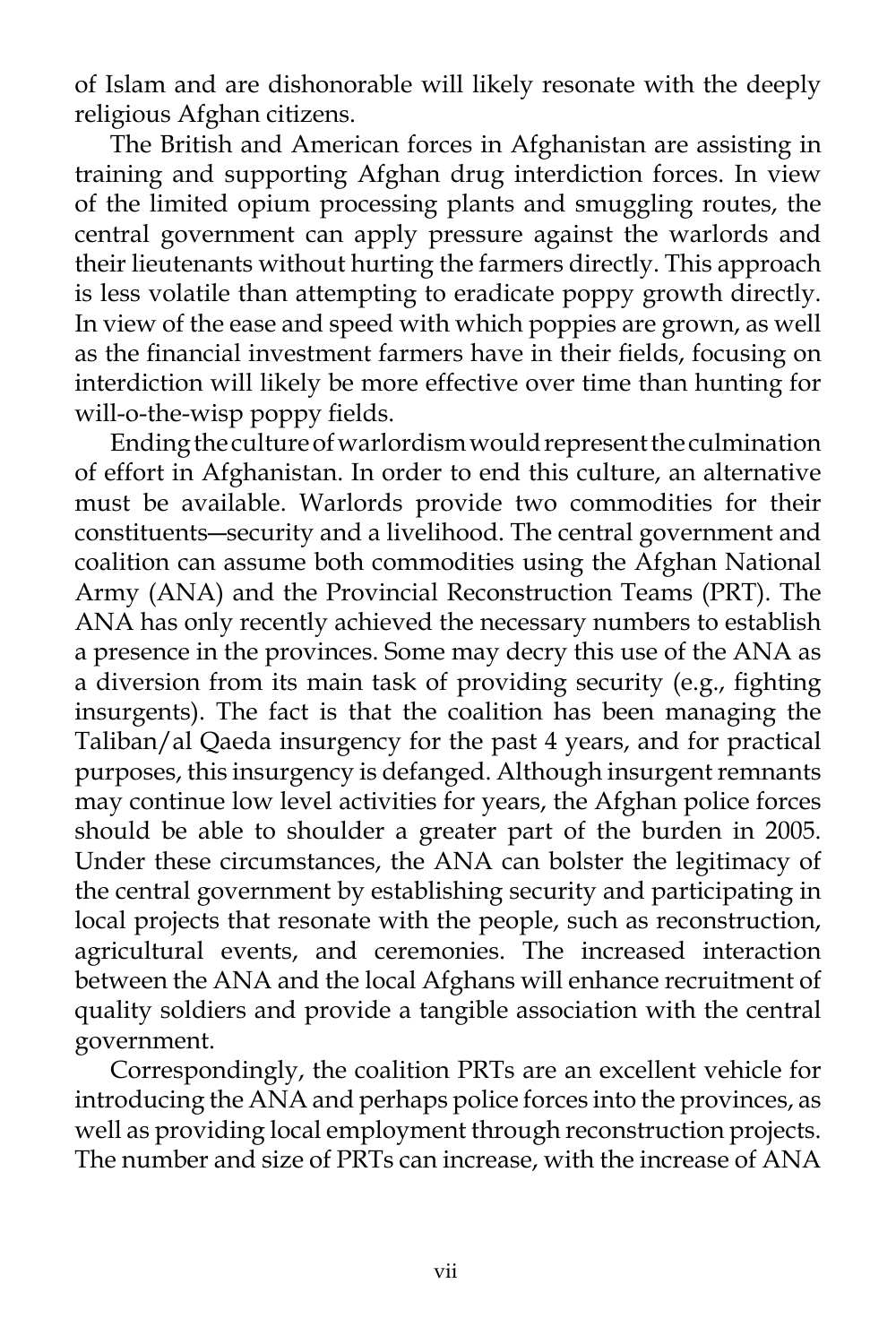of Islam and are dishonorable will likely resonate with the deeply religious Afghan citizens.

The British and American forces in Afghanistan are assisting in training and supporting Afghan drug interdiction forces. In view of the limited opium processing plants and smuggling routes, the central government can apply pressure against the warlords and their lieutenants without hurting the farmers directly. This approach is less volatile than attempting to eradicate poppy growth directly. In view of the ease and speed with which poppies are grown, as well as the financial investment farmers have in their fields, focusing on interdiction will likely be more effective over time than hunting for will-o-the-wisp poppy fields.

Ending the culture of warlordism would represent the culmination of effort in Afghanistan. In order to end this culture, an alternative must be available. Warlords provide two commodities for their constituents—security and a livelihood. The central government and coalition can assume both commodities using the Afghan National Army (ANA) and the Provincial Reconstruction Teams (PRT). The ANA has only recently achieved the necessary numbers to establish a presence in the provinces. Some may decry this use of the ANA as a diversion from its main task of providing security (e.g., fighting insurgents). The fact is that the coalition has been managing the Taliban/al Qaeda insurgency for the past 4 years, and for practical purposes, this insurgency is defanged. Although insurgent remnants may continue low level activities for years, the Afghan police forces should be able to shoulder a greater part of the burden in 2005. Under these circumstances, the ANA can bolster the legitimacy of the central government by establishing security and participating in local projects that resonate with the people, such as reconstruction, agricultural events, and ceremonies. The increased interaction between the ANA and the local Afghans will enhance recruitment of quality soldiers and provide a tangible association with the central government.

Correspondingly, the coalition PRTs are an excellent vehicle for introducing the ANA and perhaps police forces into the provinces, as well as providing local employment through reconstruction projects. The number and size of PRTs can increase, with the increase of ANA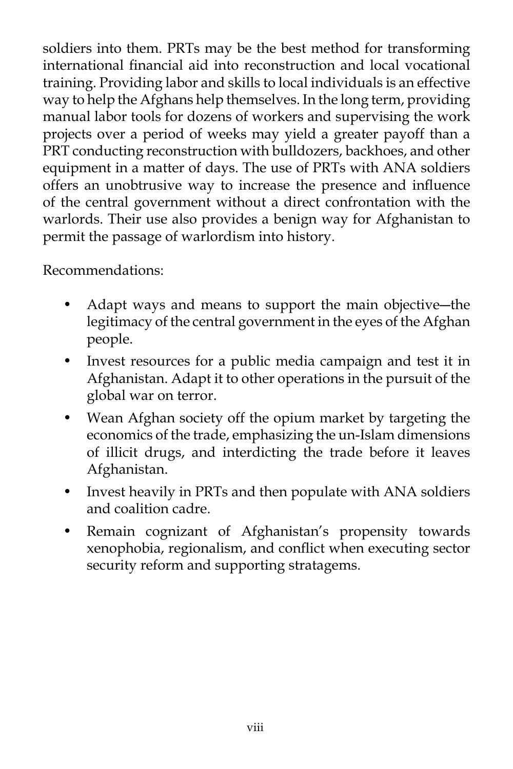soldiers into them. PRTs may be the best method for transforming international financial aid into reconstruction and local vocational training. Providing labor and skills to local individuals is an effective way to help the Afghans help themselves. In the long term, providing manual labor tools for dozens of workers and supervising the work projects over a period of weeks may yield a greater payoff than a PRT conducting reconstruction with bulldozers, backhoes, and other equipment in a matter of days. The use of PRTs with ANA soldiers offers an unobtrusive way to increase the presence and influence of the central government without a direct confrontation with the warlords. Their use also provides a benign way for Afghanistan to permit the passage of warlordism into history.

Recommendations:

- Adapt ways and means to support the main objective—the legitimacy of the central government in the eyes of the Afghan people.
- Invest resources for a public media campaign and test it in Afghanistan. Adapt it to other operations in the pursuit of the global war on terror.
- Wean Afghan society off the opium market by targeting the economics of the trade, emphasizing the un-Islam dimensions of illicit drugs, and interdicting the trade before it leaves Afghanistan.
- Invest heavily in PRTs and then populate with ANA soldiers and coalition cadre.
- Remain cognizant of Afghanistan's propensity towards xenophobia, regionalism, and conflict when executing sector security reform and supporting stratagems.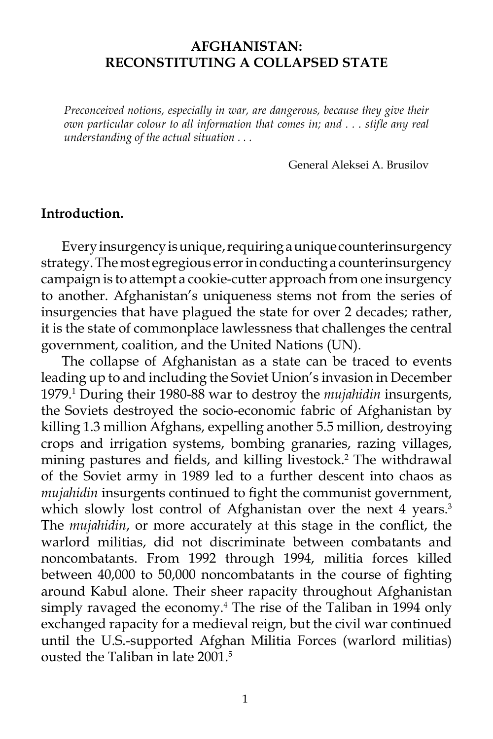# AFGHANISTAN: RECONSTITUTING A COLLAPSED STATE

> *Preconceived notions, especially in war, are dangerous, because they give their own particular colour to all information that comes in; and . . . stifle any real understanding of the actual situation . . .*
>
> General Aleksei A. Brusilov

## Introduction.

Every insurgency is unique, requiring a unique counterinsurgency strategy. The most egregious error in conducting a counterinsurgency campaign is to attempt a cookie-cutter approach from one insurgency to another. Afghanistan's uniqueness stems not from the series of insurgencies that have plagued the state for over 2 decades; rather, it is the state of commonplace lawlessness that challenges the central government, coalition, and the United Nations (UN).

The collapse of Afghanistan as a state can be traced to events leading up to and including the Soviet Union's invasion in December 1979.[1] During their 1980-88 war to destroy the *mujahidin* insurgents, the Soviets destroyed the socio-economic fabric of Afghanistan by killing 1.3 million Afghans, expelling another 5.5 million, destroying crops and irrigation systems, bombing granaries, razing villages, mining pastures and fields, and killing livestock.[2] The withdrawal of the Soviet army in 1989 led to a further descent into chaos as *mujahidin* insurgents continued to fight the communist government, which slowly lost control of Afghanistan over the next 4 years.[3] The *mujahidin*, or more accurately at this stage in the conflict, the warlord militias, did not discriminate between combatants and noncombatants. From 1992 through 1994, militia forces killed between 40,000 to 50,000 noncombatants in the course of fighting around Kabul alone. Their sheer rapacity throughout Afghanistan simply ravaged the economy.[4] The rise of the Taliban in 1994 only exchanged rapacity for a medieval reign, but the civil war continued until the U.S.-supported Afghan Militia Forces (warlord militias) ousted the Taliban in late 2001.[5]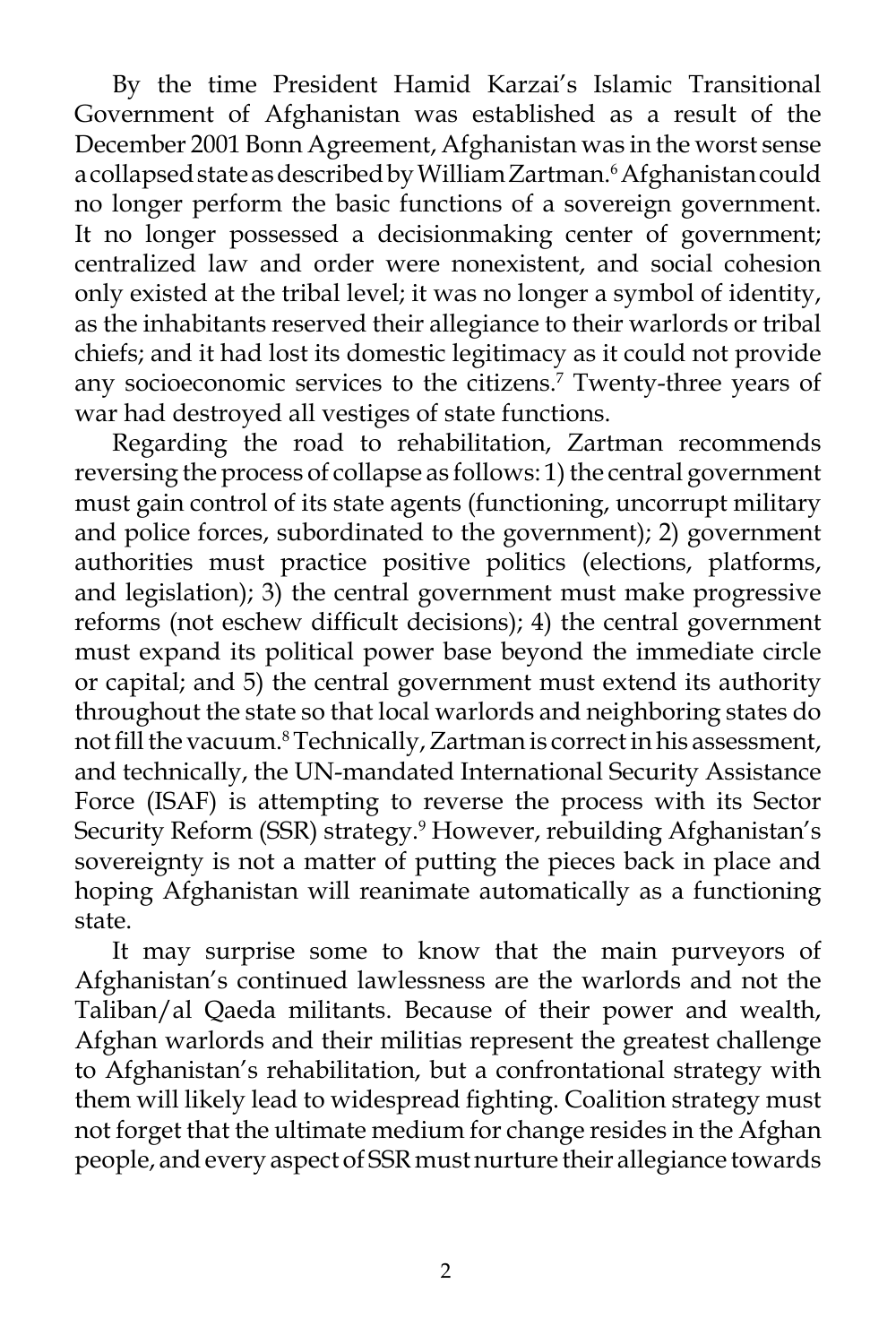By the time President Hamid Karzai's Islamic Transitional Government of Afghanistan was established as a result of the December 2001 Bonn Agreement, Afghanistan was in the worst sense a collapsed state as described by William Zartman.[6] Afghanistan could no longer perform the basic functions of a sovereign government. It no longer possessed a decisionmaking center of government; centralized law and order were nonexistent, and social cohesion only existed at the tribal level; it was no longer a symbol of identity, as the inhabitants reserved their allegiance to their warlords or tribal chiefs; and it had lost its domestic legitimacy as it could not provide any socioeconomic services to the citizens.[7] Twenty-three years of war had destroyed all vestiges of state functions.

Regarding the road to rehabilitation, Zartman recommends reversing the process of collapse as follows: 1) the central government must gain control of its state agents (functioning, uncorrupt military and police forces, subordinated to the government); 2) government authorities must practice positive politics (elections, platforms, and legislation); 3) the central government must make progressive reforms (not eschew difficult decisions); 4) the central government must expand its political power base beyond the immediate circle or capital; and 5) the central government must extend its authority throughout the state so that local warlords and neighboring states do not fill the vacuum.[8] Technically, Zartman is correct in his assessment, and technically, the UN-mandated International Security Assistance Force (ISAF) is attempting to reverse the process with its Sector Security Reform (SSR) strategy.[9] However, rebuilding Afghanistan's sovereignty is not a matter of putting the pieces back in place and hoping Afghanistan will reanimate automatically as a functioning state.

It may surprise some to know that the main purveyors of Afghanistan's continued lawlessness are the warlords and not the Taliban/al Qaeda militants. Because of their power and wealth, Afghan warlords and their militias represent the greatest challenge to Afghanistan's rehabilitation, but a confrontational strategy with them will likely lead to widespread fighting. Coalition strategy must not forget that the ultimate medium for change resides in the Afghan people, and every aspect of SSR must nurture their allegiance towards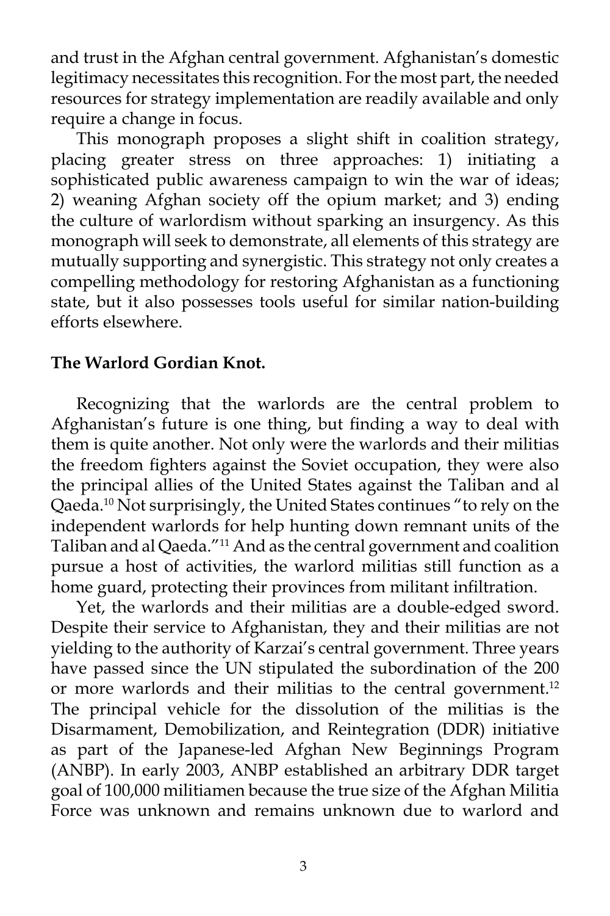and trust in the Afghan central government. Afghanistan's domestic legitimacy necessitates this recognition. For the most part, the needed resources for strategy implementation are readily available and only require a change in focus.

This monograph proposes a slight shift in coalition strategy, placing greater stress on three approaches: 1) initiating a sophisticated public awareness campaign to win the war of ideas; 2) weaning Afghan society off the opium market; and 3) ending the culture of warlordism without sparking an insurgency. As this monograph will seek to demonstrate, all elements of this strategy are mutually supporting and synergistic. This strategy not only creates a compelling methodology for restoring Afghanistan as a functioning state, but it also possesses tools useful for similar nation-building efforts elsewhere.

**The Warlord Gordian Knot.**

Recognizing that the warlords are the central problem to Afghanistan's future is one thing, but finding a way to deal with them is quite another. Not only were the warlords and their militias the freedom fighters against the Soviet occupation, they were also the principal allies of the United States against the Taliban and al Qaeda.[10] Not surprisingly, the United States continues "to rely on the independent warlords for help hunting down remnant units of the Taliban and al Qaeda."[11] And as the central government and coalition pursue a host of activities, the warlord militias still function as a home guard, protecting their provinces from militant infiltration.

Yet, the warlords and their militias are a double-edged sword. Despite their service to Afghanistan, they and their militias are not yielding to the authority of Karzai's central government. Three years have passed since the UN stipulated the subordination of the 200 or more warlords and their militias to the central government.[12] The principal vehicle for the dissolution of the militias is the Disarmament, Demobilization, and Reintegration (DDR) initiative as part of the Japanese-led Afghan New Beginnings Program (ANBP). In early 2003, ANBP established an arbitrary DDR target goal of 100,000 militiamen because the true size of the Afghan Militia Force was unknown and remains unknown due to warlord and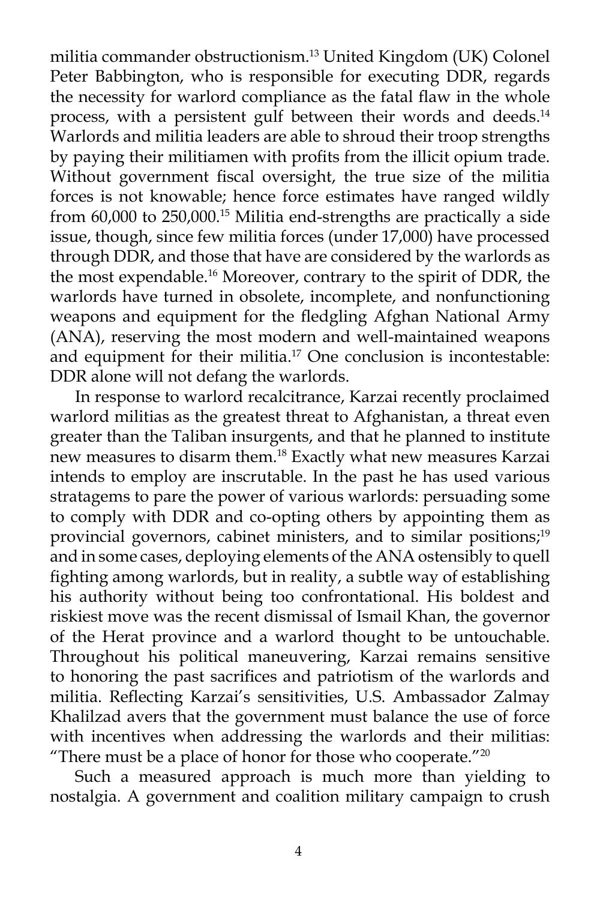militia commander obstructionism.[13] United Kingdom (UK) Colonel Peter Babbington, who is responsible for executing DDR, regards the necessity for warlord compliance as the fatal flaw in the whole process, with a persistent gulf between their words and deeds.[14] Warlords and militia leaders are able to shroud their troop strengths by paying their militiamen with profits from the illicit opium trade. Without government fiscal oversight, the true size of the militia forces is not knowable; hence force estimates have ranged wildly from 60,000 to 250,000.[15] Militia end-strengths are practically a side issue, though, since few militia forces (under 17,000) have processed through DDR, and those that have are considered by the warlords as the most expendable.[16] Moreover, contrary to the spirit of DDR, the warlords have turned in obsolete, incomplete, and nonfunctioning weapons and equipment for the fledgling Afghan National Army (ANA), reserving the most modern and well-maintained weapons and equipment for their militia.[17] One conclusion is incontestable: DDR alone will not defang the warlords.

In response to warlord recalcitrance, Karzai recently proclaimed warlord militias as the greatest threat to Afghanistan, a threat even greater than the Taliban insurgents, and that he planned to institute new measures to disarm them.[18] Exactly what new measures Karzai intends to employ are inscrutable. In the past he has used various stratagems to pare the power of various warlords: persuading some to comply with DDR and co-opting others by appointing them as provincial governors, cabinet ministers, and to similar positions;[19] and in some cases, deploying elements of the ANA ostensibly to quell fighting among warlords, but in reality, a subtle way of establishing his authority without being too confrontational. His boldest and riskiest move was the recent dismissal of Ismail Khan, the governor of the Herat province and a warlord thought to be untouchable. Throughout his political maneuvering, Karzai remains sensitive to honoring the past sacrifices and patriotism of the warlords and militia. Reflecting Karzai's sensitivities, U.S. Ambassador Zalmay Khalilzad avers that the government must balance the use of force with incentives when addressing the warlords and their militias: "There must be a place of honor for those who cooperate."[20]

Such a measured approach is much more than yielding to nostalgia. A government and coalition military campaign to crush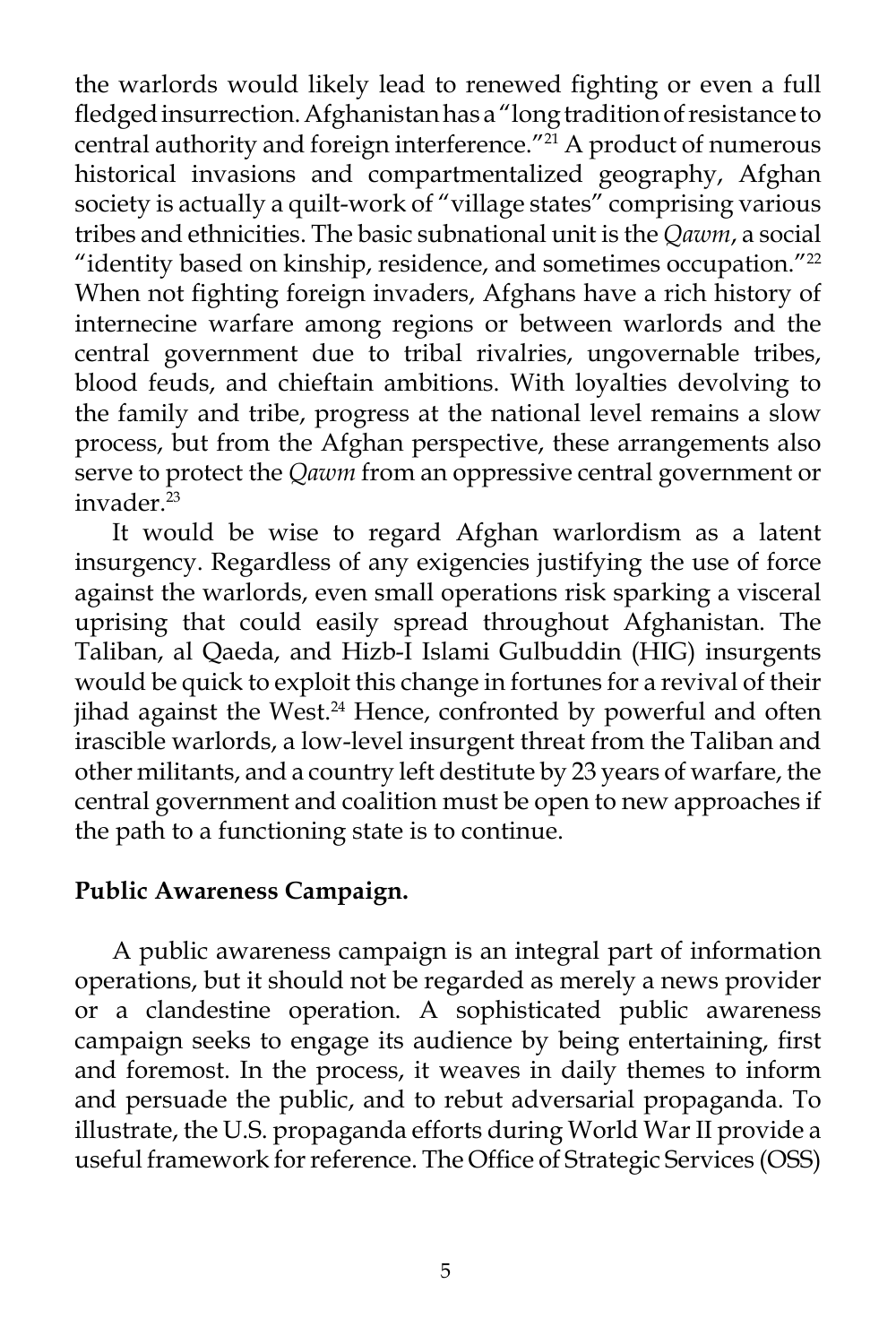the warlords would likely lead to renewed fighting or even a full fledged insurrection. Afghanistan has a "long tradition of resistance to central authority and foreign interference."[21] A product of numerous historical invasions and compartmentalized geography, Afghan society is actually a quilt-work of "village states" comprising various tribes and ethnicities. The basic subnational unit is the *Qawm*, a social "identity based on kinship, residence, and sometimes occupation."[22] When not fighting foreign invaders, Afghans have a rich history of internecine warfare among regions or between warlords and the central government due to tribal rivalries, ungovernable tribes, blood feuds, and chieftain ambitions. With loyalties devolving to the family and tribe, progress at the national level remains a slow process, but from the Afghan perspective, these arrangements also serve to protect the *Qawm* from an oppressive central government or invader.[23]

It would be wise to regard Afghan warlordism as a latent insurgency. Regardless of any exigencies justifying the use of force against the warlords, even small operations risk sparking a visceral uprising that could easily spread throughout Afghanistan. The Taliban, al Qaeda, and Hizb-I Islami Gulbuddin (HIG) insurgents would be quick to exploit this change in fortunes for a revival of their jihad against the West.[24] Hence, confronted by powerful and often irascible warlords, a low-level insurgent threat from the Taliban and other militants, and a country left destitute by 23 years of warfare, the central government and coalition must be open to new approaches if the path to a functioning state is to continue.

**Public Awareness Campaign.**

A public awareness campaign is an integral part of information operations, but it should not be regarded as merely a news provider or a clandestine operation. A sophisticated public awareness campaign seeks to engage its audience by being entertaining, first and foremost. In the process, it weaves in daily themes to inform and persuade the public, and to rebut adversarial propaganda. To illustrate, the U.S. propaganda efforts during World War II provide a useful framework for reference. The Office of Strategic Services (OSS)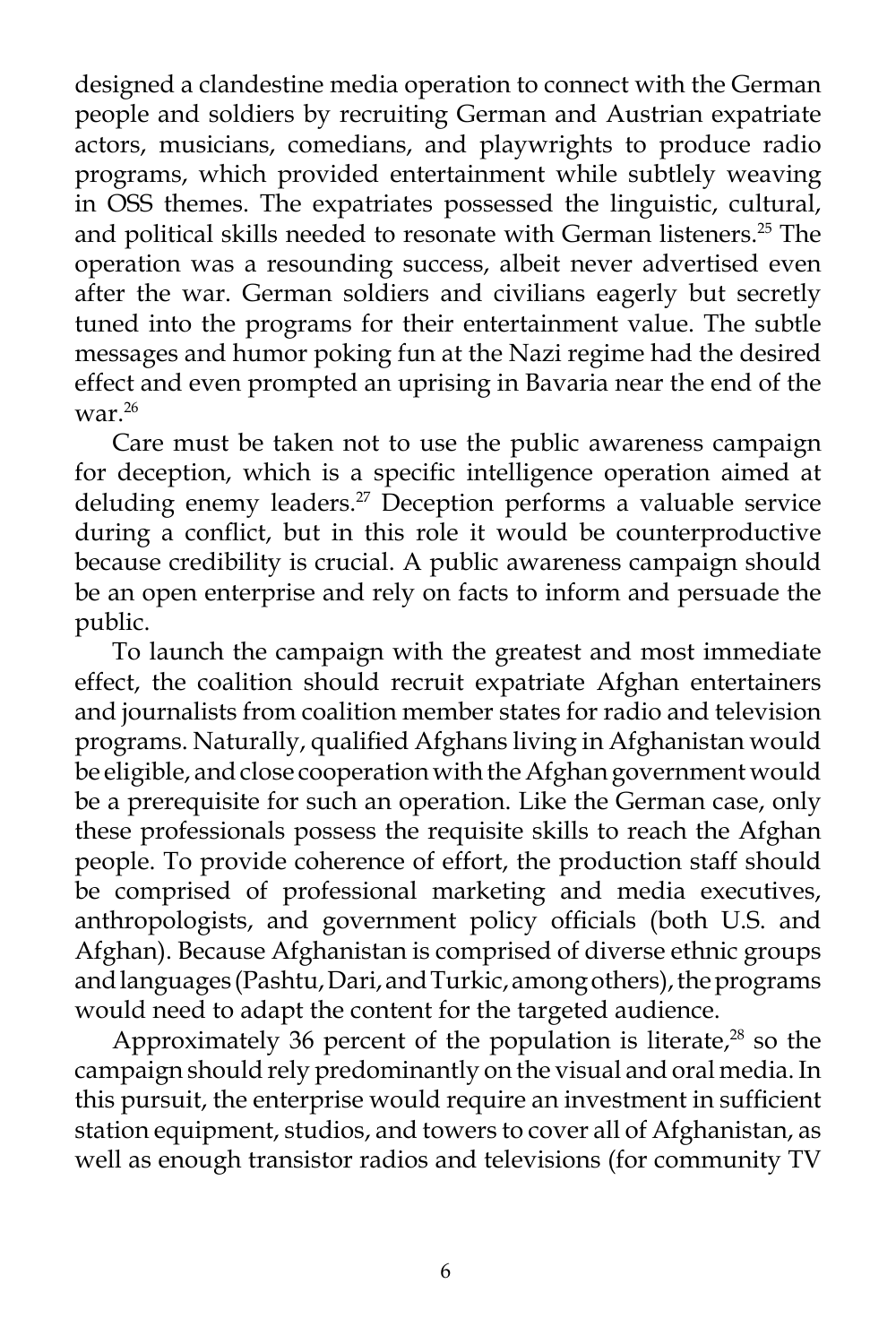designed a clandestine media operation to connect with the German people and soldiers by recruiting German and Austrian expatriate actors, musicians, comedians, and playwrights to produce radio programs, which provided entertainment while subtlely weaving in OSS themes. The expatriates possessed the linguistic, cultural, and political skills needed to resonate with German listeners.[25] The operation was a resounding success, albeit never advertised even after the war. German soldiers and civilians eagerly but secretly tuned into the programs for their entertainment value. The subtle messages and humor poking fun at the Nazi regime had the desired effect and even prompted an uprising in Bavaria near the end of the war.[26]

Care must be taken not to use the public awareness campaign for deception, which is a specific intelligence operation aimed at deluding enemy leaders.[27] Deception performs a valuable service during a conflict, but in this role it would be counterproductive because credibility is crucial. A public awareness campaign should be an open enterprise and rely on facts to inform and persuade the public.

To launch the campaign with the greatest and most immediate effect, the coalition should recruit expatriate Afghan entertainers and journalists from coalition member states for radio and television programs. Naturally, qualified Afghans living in Afghanistan would be eligible, and close cooperation with the Afghan government would be a prerequisite for such an operation. Like the German case, only these professionals possess the requisite skills to reach the Afghan people. To provide coherence of effort, the production staff should be comprised of professional marketing and media executives, anthropologists, and government policy officials (both U.S. and Afghan). Because Afghanistan is comprised of diverse ethnic groups and languages (Pashtu, Dari, and Turkic, among others), the programs would need to adapt the content for the targeted audience.

Approximately 36 percent of the population is literate,[28] so the campaign should rely predominantly on the visual and oral media. In this pursuit, the enterprise would require an investment in sufficient station equipment, studios, and towers to cover all of Afghanistan, as well as enough transistor radios and televisions (for community TV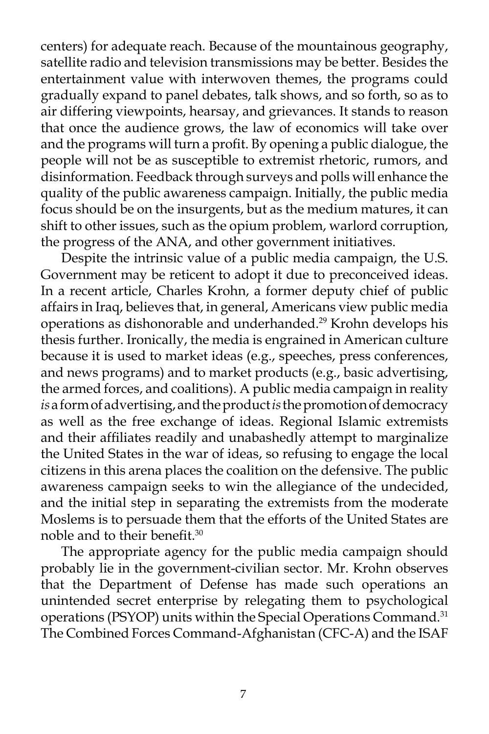centers) for adequate reach. Because of the mountainous geography, satellite radio and television transmissions may be better. Besides the entertainment value with interwoven themes, the programs could gradually expand to panel debates, talk shows, and so forth, so as to air differing viewpoints, hearsay, and grievances. It stands to reason that once the audience grows, the law of economics will take over and the programs will turn a profit. By opening a public dialogue, the people will not be as susceptible to extremist rhetoric, rumors, and disinformation. Feedback through surveys and polls will enhance the quality of the public awareness campaign. Initially, the public media focus should be on the insurgents, but as the medium matures, it can shift to other issues, such as the opium problem, warlord corruption, the progress of the ANA, and other government initiatives.

Despite the intrinsic value of a public media campaign, the U.S. Government may be reticent to adopt it due to preconceived ideas. In a recent article, Charles Krohn, a former deputy chief of public affairs in Iraq, believes that, in general, Americans view public media operations as dishonorable and underhanded.[29] Krohn develops his thesis further. Ironically, the media is engrained in American culture because it is used to market ideas (e.g., speeches, press conferences, and news programs) and to market products (e.g., basic advertising, the armed forces, and coalitions). A public media campaign in reality *is* a form of advertising, and the product *is* the promotion of democracy as well as the free exchange of ideas. Regional Islamic extremists and their affiliates readily and unabashedly attempt to marginalize the United States in the war of ideas, so refusing to engage the local citizens in this arena places the coalition on the defensive. The public awareness campaign seeks to win the allegiance of the undecided, and the initial step in separating the extremists from the moderate Moslems is to persuade them that the efforts of the United States are noble and to their benefit.[30]

The appropriate agency for the public media campaign should probably lie in the government-civilian sector. Mr. Krohn observes that the Department of Defense has made such operations an unintended secret enterprise by relegating them to psychological operations (PSYOP) units within the Special Operations Command.[31] The Combined Forces Command-Afghanistan (CFC-A) and the ISAF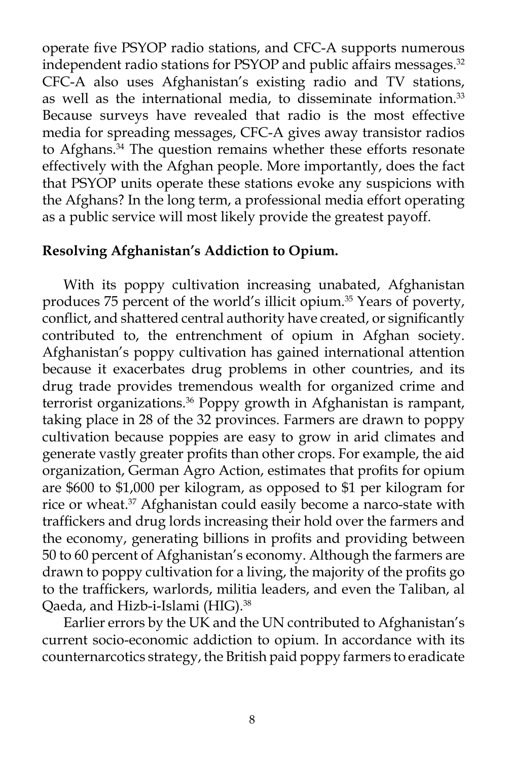operate five PSYOP radio stations, and CFC-A supports numerous independent radio stations for PSYOP and public affairs messages.[32] CFC-A also uses Afghanistan's existing radio and TV stations, as well as the international media, to disseminate information.[33] Because surveys have revealed that radio is the most effective media for spreading messages, CFC-A gives away transistor radios to Afghans.[34] The question remains whether these efforts resonate effectively with the Afghan people. More importantly, does the fact that PSYOP units operate these stations evoke any suspicions with the Afghans? In the long term, a professional media effort operating as a public service will most likely provide the greatest payoff.

**Resolving Afghanistan's Addiction to Opium.**

With its poppy cultivation increasing unabated, Afghanistan produces 75 percent of the world's illicit opium.[35] Years of poverty, conflict, and shattered central authority have created, or significantly contributed to, the entrenchment of opium in Afghan society. Afghanistan's poppy cultivation has gained international attention because it exacerbates drug problems in other countries, and its drug trade provides tremendous wealth for organized crime and terrorist organizations.[36] Poppy growth in Afghanistan is rampant, taking place in 28 of the 32 provinces. Farmers are drawn to poppy cultivation because poppies are easy to grow in arid climates and generate vastly greater profits than other crops. For example, the aid organization, German Agro Action, estimates that profits for opium are $600 to $1,000 per kilogram, as opposed to $1 per kilogram for rice or wheat.[37] Afghanistan could easily become a narco-state with traffickers and drug lords increasing their hold over the farmers and the economy, generating billions in profits and providing between 50 to 60 percent of Afghanistan's economy. Although the farmers are drawn to poppy cultivation for a living, the majority of the profits go to the traffickers, warlords, militia leaders, and even the Taliban, al Qaeda, and Hizb-i-Islami (HIG).[38]

Earlier errors by the UK and the UN contributed to Afghanistan's current socio-economic addiction to opium. In accordance with its counternarcotics strategy, the British paid poppy farmers to eradicate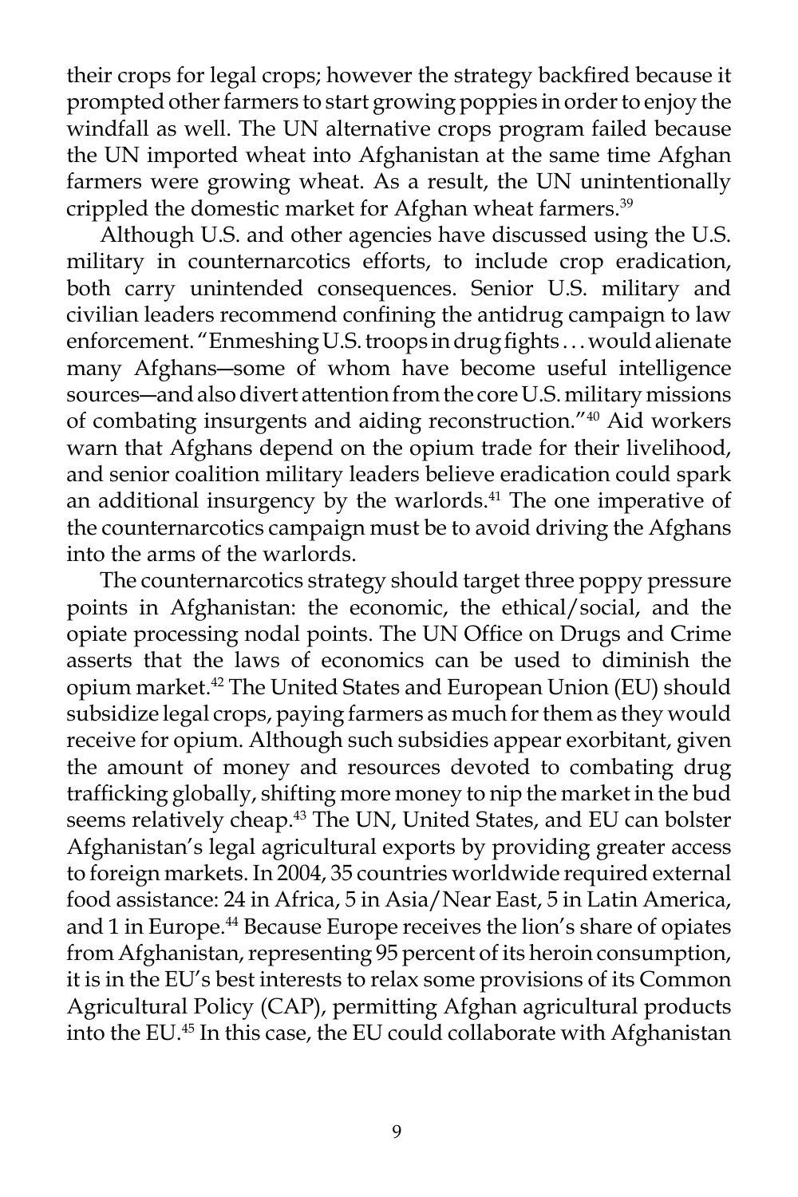their crops for legal crops; however the strategy backfired because it prompted other farmers to start growing poppies in order to enjoy the windfall as well. The UN alternative crops program failed because the UN imported wheat into Afghanistan at the same time Afghan farmers were growing wheat. As a result, the UN unintentionally crippled the domestic market for Afghan wheat farmers.[39]

Although U.S. and other agencies have discussed using the U.S. military in counternarcotics efforts, to include crop eradication, both carry unintended consequences. Senior U.S. military and civilian leaders recommend confining the antidrug campaign to law enforcement. "Enmeshing U.S. troops in drug fights . . . would alienate many Afghans—some of whom have become useful intelligence sources—and also divert attention from the core U.S. military missions of combating insurgents and aiding reconstruction."[40] Aid workers warn that Afghans depend on the opium trade for their livelihood, and senior coalition military leaders believe eradication could spark an additional insurgency by the warlords.[41] The one imperative of the counternarcotics campaign must be to avoid driving the Afghans into the arms of the warlords.

The counternarcotics strategy should target three poppy pressure points in Afghanistan: the economic, the ethical/social, and the opiate processing nodal points. The UN Office on Drugs and Crime asserts that the laws of economics can be used to diminish the opium market.[42] The United States and European Union (EU) should subsidize legal crops, paying farmers as much for them as they would receive for opium. Although such subsidies appear exorbitant, given the amount of money and resources devoted to combating drug trafficking globally, shifting more money to nip the market in the bud seems relatively cheap.[43] The UN, United States, and EU can bolster Afghanistan's legal agricultural exports by providing greater access to foreign markets. In 2004, 35 countries worldwide required external food assistance: 24 in Africa, 5 in Asia/Near East, 5 in Latin America, and 1 in Europe.[44] Because Europe receives the lion's share of opiates from Afghanistan, representing 95 percent of its heroin consumption, it is in the EU's best interests to relax some provisions of its Common Agricultural Policy (CAP), permitting Afghan agricultural products into the EU.[45] In this case, the EU could collaborate with Afghanistan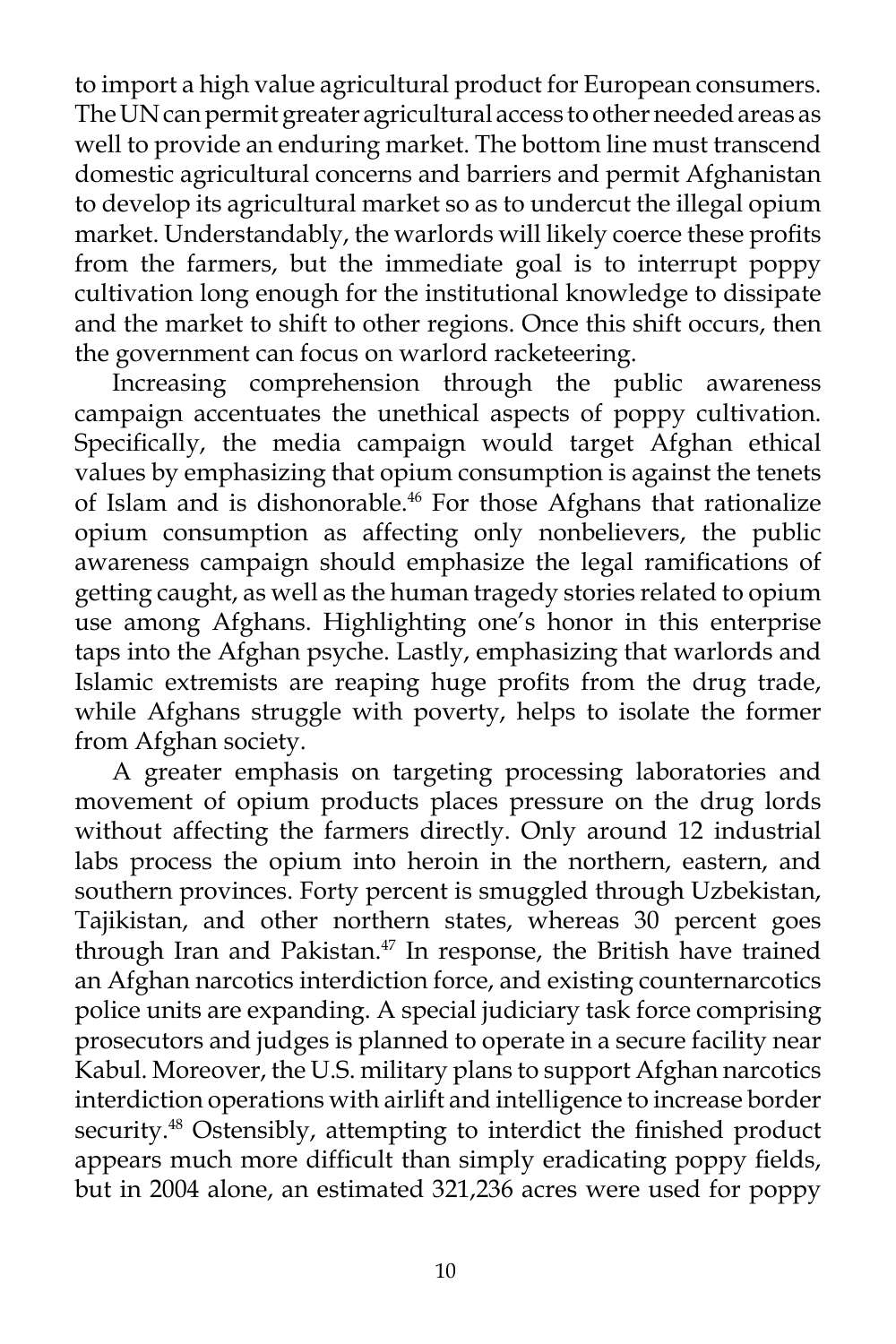to import a high value agricultural product for European consumers. The UN can permit greater agricultural access to other needed areas as well to provide an enduring market. The bottom line must transcend domestic agricultural concerns and barriers and permit Afghanistan to develop its agricultural market so as to undercut the illegal opium market. Understandably, the warlords will likely coerce these profits from the farmers, but the immediate goal is to interrupt poppy cultivation long enough for the institutional knowledge to dissipate and the market to shift to other regions. Once this shift occurs, then the government can focus on warlord racketeering.

Increasing comprehension through the public awareness campaign accentuates the unethical aspects of poppy cultivation. Specifically, the media campaign would target Afghan ethical values by emphasizing that opium consumption is against the tenets of Islam and is dishonorable.[46] For those Afghans that rationalize opium consumption as affecting only nonbelievers, the public awareness campaign should emphasize the legal ramifications of getting caught, as well as the human tragedy stories related to opium use among Afghans. Highlighting one's honor in this enterprise taps into the Afghan psyche. Lastly, emphasizing that warlords and Islamic extremists are reaping huge profits from the drug trade, while Afghans struggle with poverty, helps to isolate the former from Afghan society.

A greater emphasis on targeting processing laboratories and movement of opium products places pressure on the drug lords without affecting the farmers directly. Only around 12 industrial labs process the opium into heroin in the northern, eastern, and southern provinces. Forty percent is smuggled through Uzbekistan, Tajikistan, and other northern states, whereas 30 percent goes through Iran and Pakistan.[47] In response, the British have trained an Afghan narcotics interdiction force, and existing counternarcotics police units are expanding. A special judiciary task force comprising prosecutors and judges is planned to operate in a secure facility near Kabul. Moreover, the U.S. military plans to support Afghan narcotics interdiction operations with airlift and intelligence to increase border security.[48] Ostensibly, attempting to interdict the finished product appears much more difficult than simply eradicating poppy fields, but in 2004 alone, an estimated 321,236 acres were used for poppy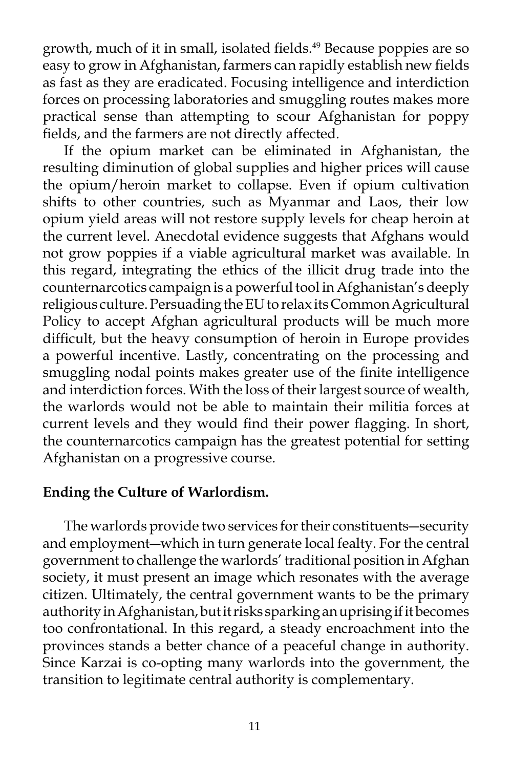growth, much of it in small, isolated fields.[49] Because poppies are so easy to grow in Afghanistan, farmers can rapidly establish new fields as fast as they are eradicated. Focusing intelligence and interdiction forces on processing laboratories and smuggling routes makes more practical sense than attempting to scour Afghanistan for poppy fields, and the farmers are not directly affected.

If the opium market can be eliminated in Afghanistan, the resulting diminution of global supplies and higher prices will cause the opium/heroin market to collapse. Even if opium cultivation shifts to other countries, such as Myanmar and Laos, their low opium yield areas will not restore supply levels for cheap heroin at the current level. Anecdotal evidence suggests that Afghans would not grow poppies if a viable agricultural market was available. In this regard, integrating the ethics of the illicit drug trade into the counternarcotics campaign is a powerful tool in Afghanistan's deeply religious culture. Persuading the EU to relax its Common Agricultural Policy to accept Afghan agricultural products will be much more difficult, but the heavy consumption of heroin in Europe provides a powerful incentive. Lastly, concentrating on the processing and smuggling nodal points makes greater use of the finite intelligence and interdiction forces. With the loss of their largest source of wealth, the warlords would not be able to maintain their militia forces at current levels and they would find their power flagging. In short, the counternarcotics campaign has the greatest potential for setting Afghanistan on a progressive course.

**Ending the Culture of Warlordism.**

The warlords provide two services for their constituents—security and employment—which in turn generate local fealty. For the central government to challenge the warlords' traditional position in Afghan society, it must present an image which resonates with the average citizen. Ultimately, the central government wants to be the primary authority in Afghanistan, but it risks sparking an uprising if it becomes too confrontational. In this regard, a steady encroachment into the provinces stands a better chance of a peaceful change in authority. Since Karzai is co-opting many warlords into the government, the transition to legitimate central authority is complementary.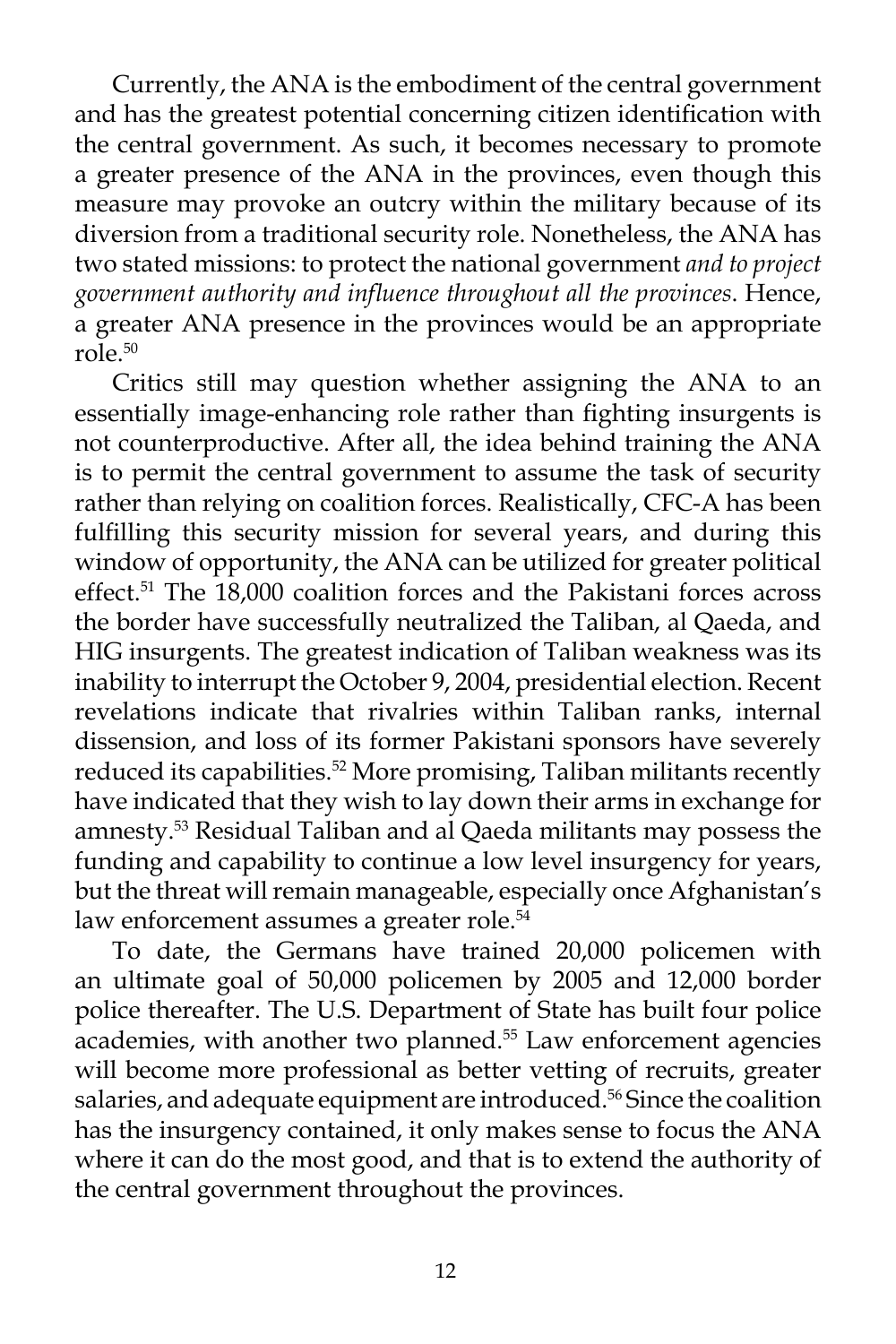Currently, the ANA is the embodiment of the central government and has the greatest potential concerning citizen identification with the central government. As such, it becomes necessary to promote a greater presence of the ANA in the provinces, even though this measure may provoke an outcry within the military because of its diversion from a traditional security role. Nonetheless, the ANA has two stated missions: to protect the national government *and to project government authority and influence throughout all the provinces*. Hence, a greater ANA presence in the provinces would be an appropriate role.[50]

Critics still may question whether assigning the ANA to an essentially image-enhancing role rather than fighting insurgents is not counterproductive. After all, the idea behind training the ANA is to permit the central government to assume the task of security rather than relying on coalition forces. Realistically, CFC-A has been fulfilling this security mission for several years, and during this window of opportunity, the ANA can be utilized for greater political effect.[51] The 18,000 coalition forces and the Pakistani forces across the border have successfully neutralized the Taliban, al Qaeda, and HIG insurgents. The greatest indication of Taliban weakness was its inability to interrupt the October 9, 2004, presidential election. Recent revelations indicate that rivalries within Taliban ranks, internal dissension, and loss of its former Pakistani sponsors have severely reduced its capabilities.[52] More promising, Taliban militants recently have indicated that they wish to lay down their arms in exchange for amnesty.[53] Residual Taliban and al Qaeda militants may possess the funding and capability to continue a low level insurgency for years, but the threat will remain manageable, especially once Afghanistan's law enforcement assumes a greater role.[54]

To date, the Germans have trained 20,000 policemen with an ultimate goal of 50,000 policemen by 2005 and 12,000 border police thereafter. The U.S. Department of State has built four police academies, with another two planned.[55] Law enforcement agencies will become more professional as better vetting of recruits, greater salaries, and adequate equipment are introduced.[56] Since the coalition has the insurgency contained, it only makes sense to focus the ANA where it can do the most good, and that is to extend the authority of the central government throughout the provinces.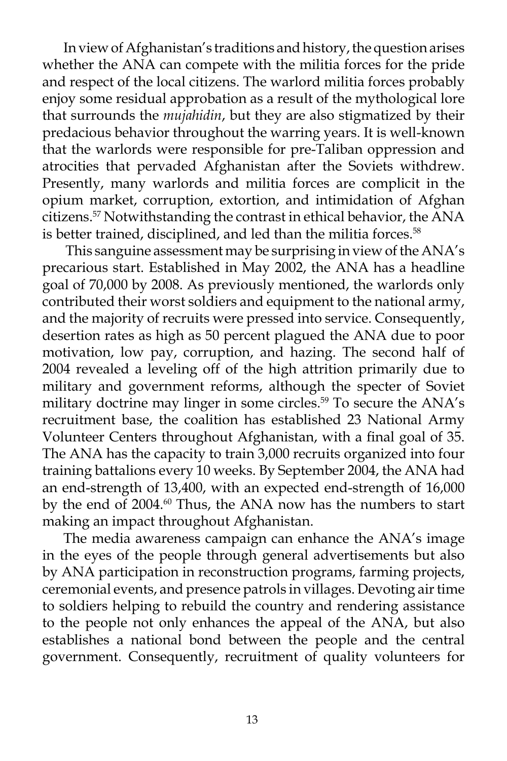In view of Afghanistan's traditions and history, the question arises whether the ANA can compete with the militia forces for the pride and respect of the local citizens. The warlord militia forces probably enjoy some residual approbation as a result of the mythological lore that surrounds the *mujahidin*, but they are also stigmatized by their predacious behavior throughout the warring years. It is well-known that the warlords were responsible for pre-Taliban oppression and atrocities that pervaded Afghanistan after the Soviets withdrew. Presently, many warlords and militia forces are complicit in the opium market, corruption, extortion, and intimidation of Afghan citizens.[57] Notwithstanding the contrast in ethical behavior, the ANA is better trained, disciplined, and led than the militia forces.[58]

This sanguine assessment may be surprising in view of the ANA's precarious start. Established in May 2002, the ANA has a headline goal of 70,000 by 2008. As previously mentioned, the warlords only contributed their worst soldiers and equipment to the national army, and the majority of recruits were pressed into service. Consequently, desertion rates as high as 50 percent plagued the ANA due to poor motivation, low pay, corruption, and hazing. The second half of 2004 revealed a leveling off of the high attrition primarily due to military and government reforms, although the specter of Soviet military doctrine may linger in some circles.[59] To secure the ANA's recruitment base, the coalition has established 23 National Army Volunteer Centers throughout Afghanistan, with a final goal of 35. The ANA has the capacity to train 3,000 recruits organized into four training battalions every 10 weeks. By September 2004, the ANA had an end-strength of 13,400, with an expected end-strength of 16,000 by the end of 2004.[60] Thus, the ANA now has the numbers to start making an impact throughout Afghanistan.

The media awareness campaign can enhance the ANA's image in the eyes of the people through general advertisements but also by ANA participation in reconstruction programs, farming projects, ceremonial events, and presence patrols in villages. Devoting air time to soldiers helping to rebuild the country and rendering assistance to the people not only enhances the appeal of the ANA, but also establishes a national bond between the people and the central government. Consequently, recruitment of quality volunteers for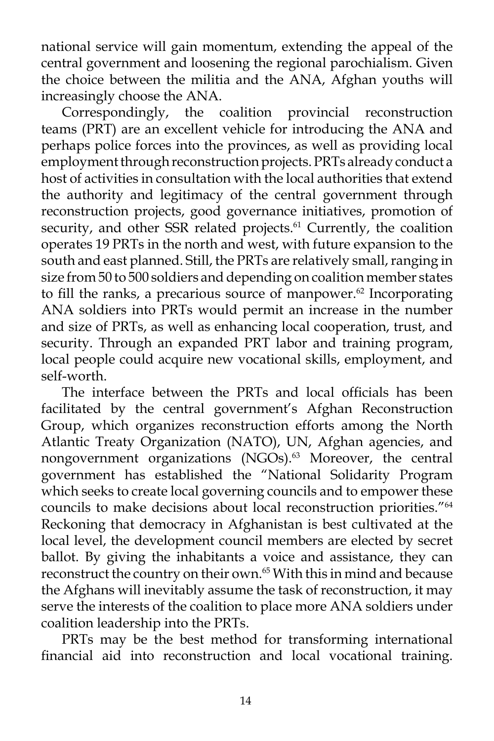national service will gain momentum, extending the appeal of the central government and loosening the regional parochialism. Given the choice between the militia and the ANA, Afghan youths will increasingly choose the ANA.

Correspondingly, the coalition provincial reconstruction teams (PRT) are an excellent vehicle for introducing the ANA and perhaps police forces into the provinces, as well as providing local employment through reconstruction projects. PRTs already conduct a host of activities in consultation with the local authorities that extend the authority and legitimacy of the central government through reconstruction projects, good governance initiatives, promotion of security, and other SSR related projects.[61] Currently, the coalition operates 19 PRTs in the north and west, with future expansion to the south and east planned. Still, the PRTs are relatively small, ranging in size from 50 to 500 soldiers and depending on coalition member states to fill the ranks, a precarious source of manpower.[62] Incorporating ANA soldiers into PRTs would permit an increase in the number and size of PRTs, as well as enhancing local cooperation, trust, and security. Through an expanded PRT labor and training program, local people could acquire new vocational skills, employment, and self-worth.

The interface between the PRTs and local officials has been facilitated by the central government's Afghan Reconstruction Group, which organizes reconstruction efforts among the North Atlantic Treaty Organization (NATO), UN, Afghan agencies, and nongovernment organizations (NGOs).[63] Moreover, the central government has established the "National Solidarity Program which seeks to create local governing councils and to empower these councils to make decisions about local reconstruction priorities."[64] Reckoning that democracy in Afghanistan is best cultivated at the local level, the development council members are elected by secret ballot. By giving the inhabitants a voice and assistance, they can reconstruct the country on their own.[65] With this in mind and because the Afghans will inevitably assume the task of reconstruction, it may serve the interests of the coalition to place more ANA soldiers under coalition leadership into the PRTs.

PRTs may be the best method for transforming international financial aid into reconstruction and local vocational training.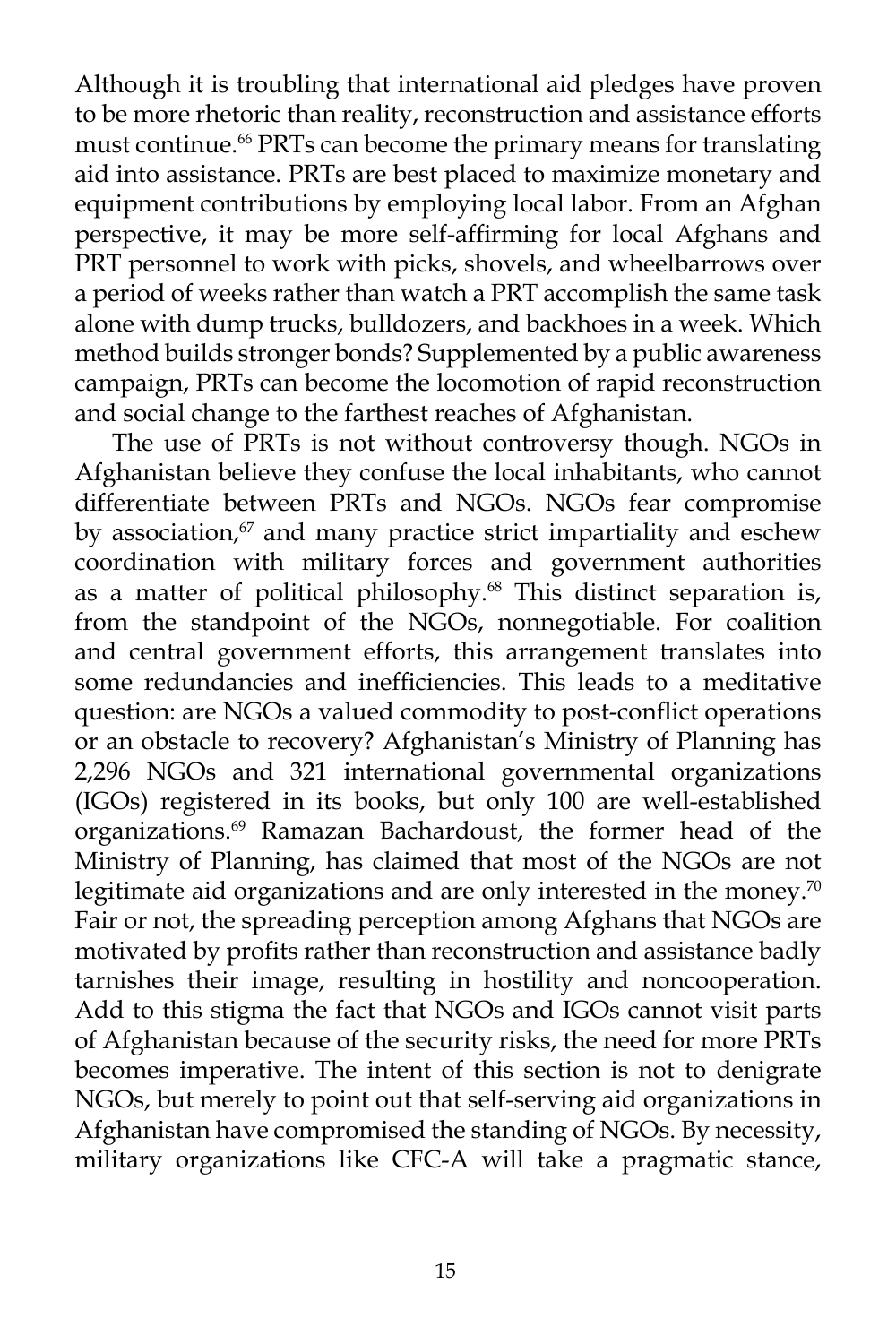Although it is troubling that international aid pledges have proven to be more rhetoric than reality, reconstruction and assistance efforts must continue.[66] PRTs can become the primary means for translating aid into assistance. PRTs are best placed to maximize monetary and equipment contributions by employing local labor. From an Afghan perspective, it may be more self-affirming for local Afghans and PRT personnel to work with picks, shovels, and wheelbarrows over a period of weeks rather than watch a PRT accomplish the same task alone with dump trucks, bulldozers, and backhoes in a week. Which method builds stronger bonds? Supplemented by a public awareness campaign, PRTs can become the locomotion of rapid reconstruction and social change to the farthest reaches of Afghanistan.

The use of PRTs is not without controversy though. NGOs in Afghanistan believe they confuse the local inhabitants, who cannot differentiate between PRTs and NGOs. NGOs fear compromise by association,[67] and many practice strict impartiality and eschew coordination with military forces and government authorities as a matter of political philosophy.[68] This distinct separation is, from the standpoint of the NGOs, nonnegotiable. For coalition and central government efforts, this arrangement translates into some redundancies and inefficiencies. This leads to a meditative question: are NGOs a valued commodity to post-conflict operations or an obstacle to recovery? Afghanistan's Ministry of Planning has 2,296 NGOs and 321 international governmental organizations (IGOs) registered in its books, but only 100 are well-established organizations.[69] Ramazan Bachardoust, the former head of the Ministry of Planning, has claimed that most of the NGOs are not legitimate aid organizations and are only interested in the money.[70] Fair or not, the spreading perception among Afghans that NGOs are motivated by profits rather than reconstruction and assistance badly tarnishes their image, resulting in hostility and noncooperation. Add to this stigma the fact that NGOs and IGOs cannot visit parts of Afghanistan because of the security risks, the need for more PRTs becomes imperative. The intent of this section is not to denigrate NGOs, but merely to point out that self-serving aid organizations in Afghanistan have compromised the standing of NGOs. By necessity, military organizations like CFC-A will take a pragmatic stance,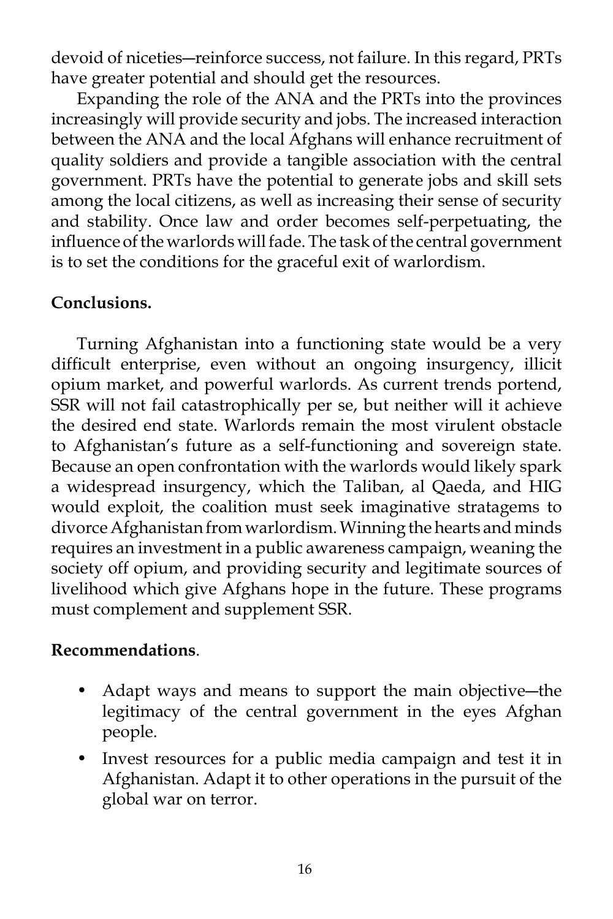devoid of niceties—reinforce success, not failure. In this regard, PRTs have greater potential and should get the resources.

Expanding the role of the ANA and the PRTs into the provinces increasingly will provide security and jobs. The increased interaction between the ANA and the local Afghans will enhance recruitment of quality soldiers and provide a tangible association with the central government. PRTs have the potential to generate jobs and skill sets among the local citizens, as well as increasing their sense of security and stability. Once law and order becomes self-perpetuating, the influence of the warlords will fade. The task of the central government is to set the conditions for the graceful exit of warlordism.

**Conclusions.**

Turning Afghanistan into a functioning state would be a very difficult enterprise, even without an ongoing insurgency, illicit opium market, and powerful warlords. As current trends portend, SSR will not fail catastrophically per se, but neither will it achieve the desired end state. Warlords remain the most virulent obstacle to Afghanistan's future as a self-functioning and sovereign state. Because an open confrontation with the warlords would likely spark a widespread insurgency, which the Taliban, al Qaeda, and HIG would exploit, the coalition must seek imaginative stratagems to divorce Afghanistan from warlordism. Winning the hearts and minds requires an investment in a public awareness campaign, weaning the society off opium, and providing security and legitimate sources of livelihood which give Afghans hope in the future. These programs must complement and supplement SSR.

**Recommendations**.

- Adapt ways and means to support the main objective—the legitimacy of the central government in the eyes Afghan people.
- Invest resources for a public media campaign and test it in Afghanistan. Adapt it to other operations in the pursuit of the global war on terror.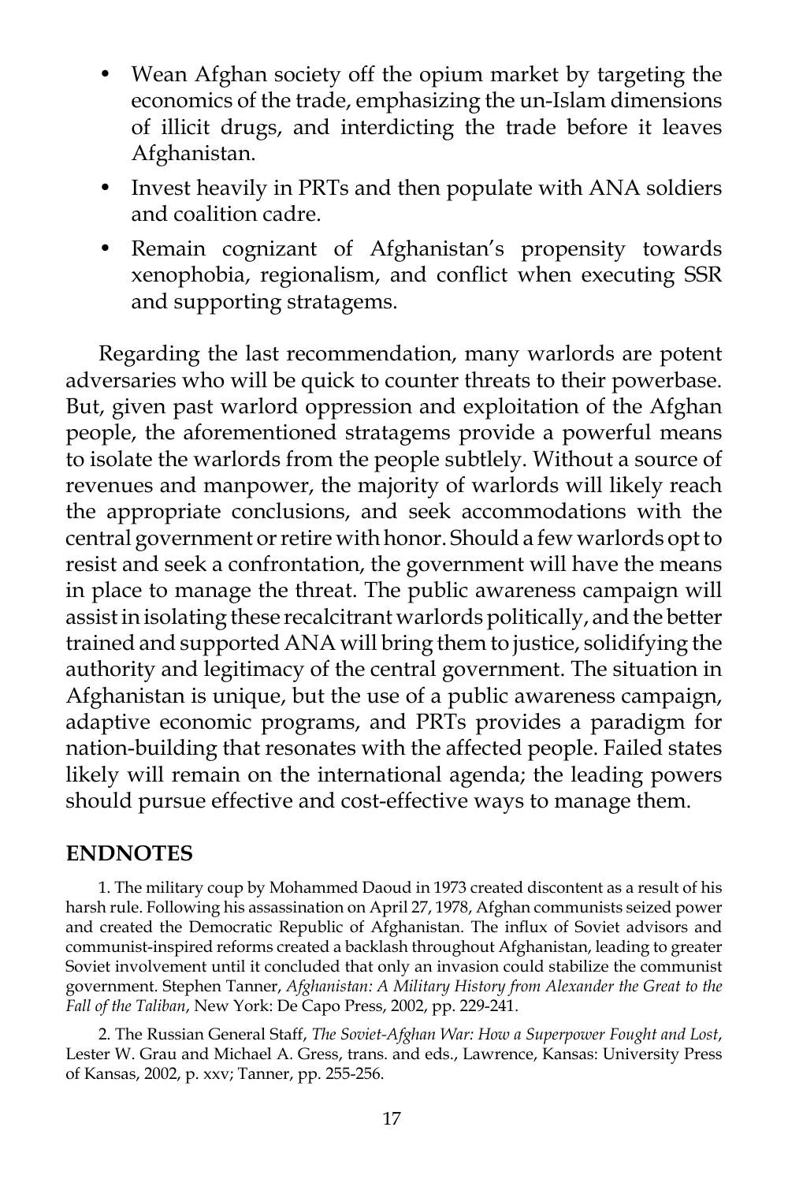- Wean Afghan society off the opium market by targeting the economics of the trade, emphasizing the un-Islam dimensions of illicit drugs, and interdicting the trade before it leaves Afghanistan.
- Invest heavily in PRTs and then populate with ANA soldiers and coalition cadre.
- Remain cognizant of Afghanistan's propensity towards xenophobia, regionalism, and conflict when executing SSR and supporting stratagems.

Regarding the last recommendation, many warlords are potent adversaries who will be quick to counter threats to their powerbase. But, given past warlord oppression and exploitation of the Afghan people, the aforementioned stratagems provide a powerful means to isolate the warlords from the people subtlely. Without a source of revenues and manpower, the majority of warlords will likely reach the appropriate conclusions, and seek accommodations with the central government or retire with honor. Should a few warlords opt to resist and seek a confrontation, the government will have the means in place to manage the threat. The public awareness campaign will assist in isolating these recalcitrant warlords politically, and the better trained and supported ANA will bring them to justice, solidifying the authority and legitimacy of the central government. The situation in Afghanistan is unique, but the use of a public awareness campaign, adaptive economic programs, and PRTs provides a paradigm for nation-building that resonates with the affected people. Failed states likely will remain on the international agenda; the leading powers should pursue effective and cost-effective ways to manage them.

## ENDNOTES

1. The military coup by Mohammed Daoud in 1973 created discontent as a result of his harsh rule. Following his assassination on April 27, 1978, Afghan communists seized power and created the Democratic Republic of Afghanistan. The influx of Soviet advisors and communist-inspired reforms created a backlash throughout Afghanistan, leading to greater Soviet involvement until it concluded that only an invasion could stabilize the communist government. Stephen Tanner, *Afghanistan: A Military History from Alexander the Great to the Fall of the Taliban*, New York: De Capo Press, 2002, pp. 229-241.

2. The Russian General Staff, *The Soviet-Afghan War: How a Superpower Fought and Lost*, Lester W. Grau and Michael A. Gress, trans. and eds., Lawrence, Kansas: University Press of Kansas, 2002, p. xxv; Tanner, pp. 255-256.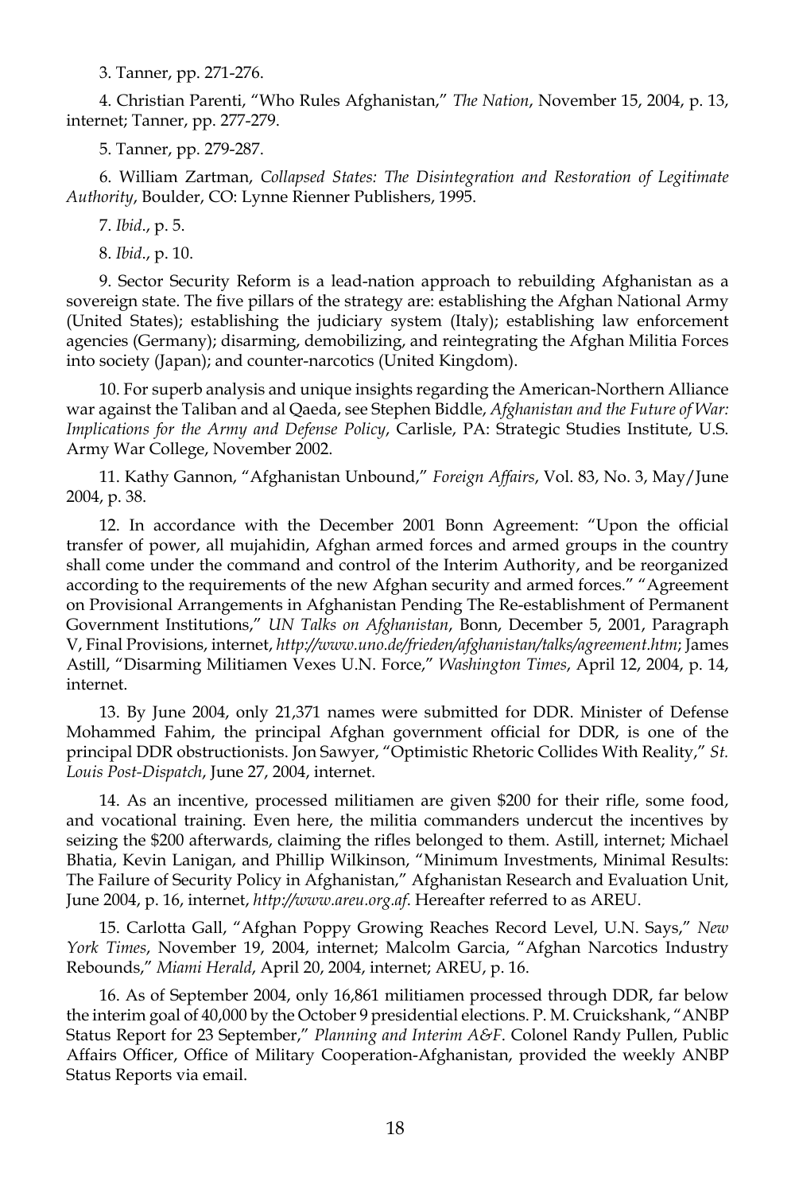3. Tanner, pp. 271-276.

4. Christian Parenti, "Who Rules Afghanistan," *The Nation*, November 15, 2004, p. 13, internet; Tanner, pp. 277-279.

5. Tanner, pp. 279-287.

6. William Zartman, *Collapsed States: The Disintegration and Restoration of Legitimate Authority*, Boulder, CO: Lynne Rienner Publishers, 1995.

7. *Ibid*., p. 5.

8. *Ibid*., p. 10.

9. Sector Security Reform is a lead-nation approach to rebuilding Afghanistan as a sovereign state. The five pillars of the strategy are: establishing the Afghan National Army (United States); establishing the judiciary system (Italy); establishing law enforcement agencies (Germany); disarming, demobilizing, and reintegrating the Afghan Militia Forces into society (Japan); and counter-narcotics (United Kingdom).

10. For superb analysis and unique insights regarding the American-Northern Alliance war against the Taliban and al Qaeda, see Stephen Biddle, *Afghanistan and the Future of War: Implications for the Army and Defense Policy*, Carlisle, PA: Strategic Studies Institute, U.S. Army War College, November 2002.

11. Kathy Gannon, "Afghanistan Unbound," *Foreign Affairs*, Vol. 83, No. 3, May/June 2004, p. 38.

12. In accordance with the December 2001 Bonn Agreement: "Upon the official transfer of power, all mujahidin, Afghan armed forces and armed groups in the country shall come under the command and control of the Interim Authority, and be reorganized according to the requirements of the new Afghan security and armed forces." "Agreement on Provisional Arrangements in Afghanistan Pending The Re-establishment of Permanent Government Institutions," *UN Talks on Afghanistan*, Bonn, December 5, 2001, Paragraph V, Final Provisions, internet, *http://www.uno.de/frieden/afghanistan/talks/agreement.htm*; James Astill, "Disarming Militiamen Vexes U.N. Force," *Washington Times*, April 12, 2004, p. 14, internet.

13. By June 2004, only 21,371 names were submitted for DDR. Minister of Defense Mohammed Fahim, the principal Afghan government official for DDR, is one of the principal DDR obstructionists. Jon Sawyer, "Optimistic Rhetoric Collides With Reality," *St. Louis Post-Dispatch*, June 27, 2004, internet.

14. As an incentive, processed militiamen are given $200 for their rifle, some food, and vocational training. Even here, the militia commanders undercut the incentives by seizing the $200 afterwards, claiming the rifles belonged to them. Astill, internet; Michael Bhatia, Kevin Lanigan, and Phillip Wilkinson, "Minimum Investments, Minimal Results: The Failure of Security Policy in Afghanistan," Afghanistan Research and Evaluation Unit, June 2004, p. 16, internet, *http://www.areu.org.af*. Hereafter referred to as AREU.

15. Carlotta Gall, "Afghan Poppy Growing Reaches Record Level, U.N. Says," *New York Times*, November 19, 2004, internet; Malcolm Garcia, "Afghan Narcotics Industry Rebounds," *Miami Herald*, April 20, 2004, internet; AREU, p. 16.

16. As of September 2004, only 16,861 militiamen processed through DDR, far below the interim goal of 40,000 by the October 9 presidential elections. P. M. Cruickshank, "ANBP Status Report for 23 September," *Planning and Interim A&F*. Colonel Randy Pullen, Public Affairs Officer, Office of Military Cooperation-Afghanistan, provided the weekly ANBP Status Reports via email.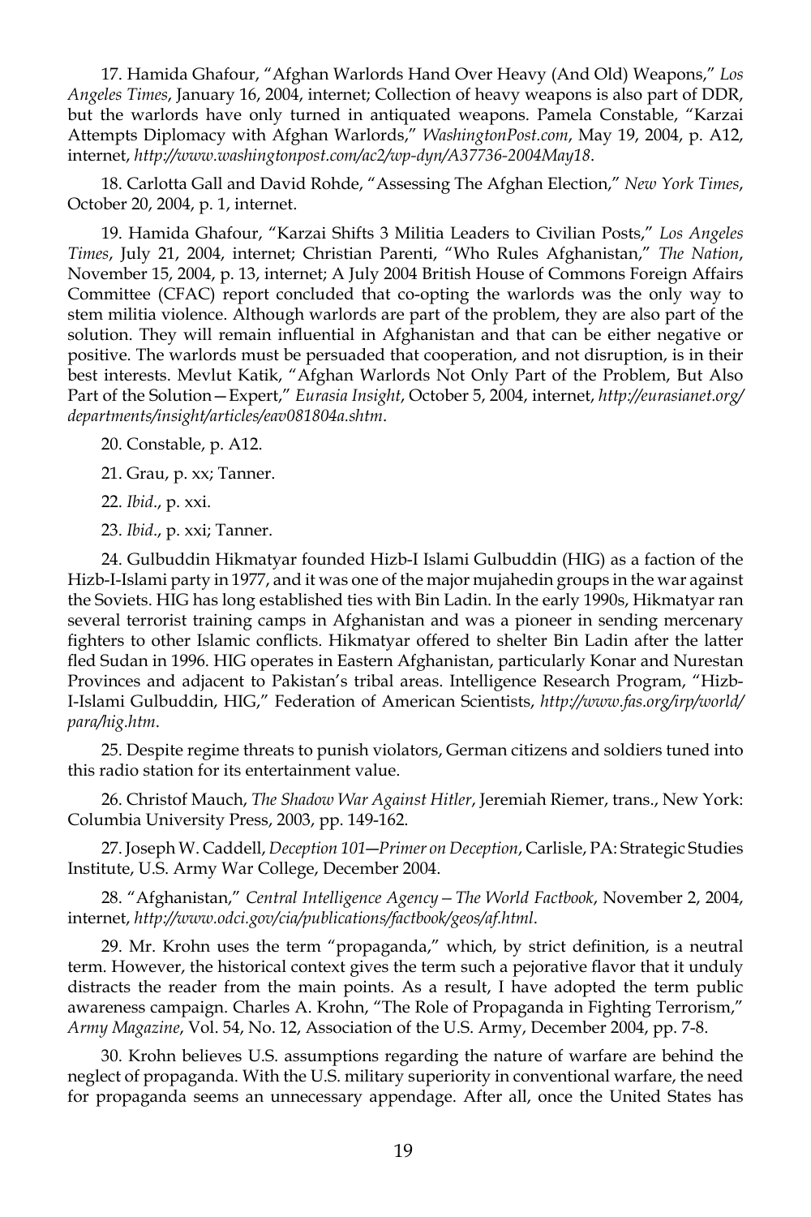17. Hamida Ghafour, "Afghan Warlords Hand Over Heavy (And Old) Weapons," *Los Angeles Times*, January 16, 2004, internet; Collection of heavy weapons is also part of DDR, but the warlords have only turned in antiquated weapons. Pamela Constable, "Karzai Attempts Diplomacy with Afghan Warlords," *WashingtonPost.com*, May 19, 2004, p. A12, internet, *http://www.washingtonpost.com/ac2/wp-dyn/A37736-2004May18*.

18. Carlotta Gall and David Rohde, "Assessing The Afghan Election," *New York Times*, October 20, 2004, p. 1, internet.

19. Hamida Ghafour, "Karzai Shifts 3 Militia Leaders to Civilian Posts," *Los Angeles Times*, July 21, 2004, internet; Christian Parenti, "Who Rules Afghanistan," *The Nation*, November 15, 2004, p. 13, internet; A July 2004 British House of Commons Foreign Affairs Committee (CFAC) report concluded that co-opting the warlords was the only way to stem militia violence. Although warlords are part of the problem, they are also part of the solution. They will remain influential in Afghanistan and that can be either negative or positive. The warlords must be persuaded that cooperation, and not disruption, is in their best interests. Mevlut Katik, "Afghan Warlords Not Only Part of the Problem, But Also Part of the Solution—Expert," *Eurasia Insight*, October 5, 2004, internet, *http://eurasianet.org/departments/insight/articles/eav081804a.shtm*.

20. Constable, p. A12.

21. Grau, p. xx; Tanner.

22. *Ibid*., p. xxi.

23. *Ibid*., p. xxi; Tanner.

24. Gulbuddin Hikmatyar founded Hizb-I Islami Gulbuddin (HIG) as a faction of the Hizb-I-Islami party in 1977, and it was one of the major mujahedin groups in the war against the Soviets. HIG has long established ties with Bin Ladin. In the early 1990s, Hikmatyar ran several terrorist training camps in Afghanistan and was a pioneer in sending mercenary fighters to other Islamic conflicts. Hikmatyar offered to shelter Bin Ladin after the latter fled Sudan in 1996. HIG operates in Eastern Afghanistan, particularly Konar and Nurestan Provinces and adjacent to Pakistan's tribal areas. Intelligence Research Program, "Hizb-I-Islami Gulbuddin, HIG," Federation of American Scientists, *http://www.fas.org/irp/world/para/hig.htm*.

25. Despite regime threats to punish violators, German citizens and soldiers tuned into this radio station for its entertainment value.

26. Christof Mauch, *The Shadow War Against Hitler*, Jeremiah Riemer, trans., New York: Columbia University Press, 2003, pp. 149-162.

27. Joseph W. Caddell, *Deception 101—Primer on Deception*, Carlisle, PA: Strategic Studies Institute, U.S. Army War College, December 2004.

28. "Afghanistan," *Central Intelligence Agency – The World Factbook*, November 2, 2004, internet, *http://www.odci.gov/cia/publications/factbook/geos/af.html*.

29. Mr. Krohn uses the term "propaganda," which, by strict definition, is a neutral term. However, the historical context gives the term such a pejorative flavor that it unduly distracts the reader from the main points. As a result, I have adopted the term public awareness campaign. Charles A. Krohn, "The Role of Propaganda in Fighting Terrorism," *Army Magazine*, Vol. 54, No. 12, Association of the U.S. Army, December 2004, pp. 7-8.

30. Krohn believes U.S. assumptions regarding the nature of warfare are behind the neglect of propaganda. With the U.S. military superiority in conventional warfare, the need for propaganda seems an unnecessary appendage. After all, once the United States has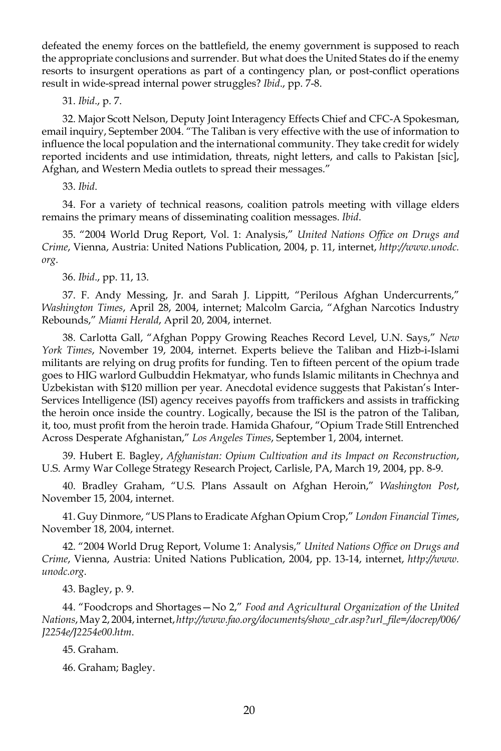defeated the enemy forces on the battlefield, the enemy government is supposed to reach the appropriate conclusions and surrender. But what does the United States do if the enemy resorts to insurgent operations as part of a contingency plan, or post-conflict operations result in wide-spread internal power struggles? *Ibid*., pp. 7-8.

31. *Ibid*., p. 7.

32. Major Scott Nelson, Deputy Joint Interagency Effects Chief and CFC-A Spokesman, email inquiry, September 2004. "The Taliban is very effective with the use of information to influence the local population and the international community. They take credit for widely reported incidents and use intimidation, threats, night letters, and calls to Pakistan [sic], Afghan, and Western Media outlets to spread their messages."

33. *Ibid*.

34. For a variety of technical reasons, coalition patrols meeting with village elders remains the primary means of disseminating coalition messages. *Ibid*.

35. "2004 World Drug Report, Vol. 1: Analysis," *United Nations Office on Drugs and Crime*, Vienna, Austria: United Nations Publication, 2004, p. 11, internet, *http://www.unodc.org*.

36. *Ibid*., pp. 11, 13.

37. F. Andy Messing, Jr. and Sarah J. Lippitt, "Perilous Afghan Undercurrents," *Washington Times*, April 28, 2004, internet; Malcolm Garcia, "Afghan Narcotics Industry Rebounds," *Miami Herald*, April 20, 2004, internet.

38. Carlotta Gall, "Afghan Poppy Growing Reaches Record Level, U.N. Says," *New York Times*, November 19, 2004, internet. Experts believe the Taliban and Hizb-i-Islami militants are relying on drug profits for funding. Ten to fifteen percent of the opium trade goes to HIG warlord Gulbuddin Hekmatyar, who funds Islamic militants in Chechnya and Uzbekistan with $120 million per year. Anecdotal evidence suggests that Pakistan's Inter-Services Intelligence (ISI) agency receives payoffs from traffickers and assists in trafficking the heroin once inside the country. Logically, because the ISI is the patron of the Taliban, it, too, must profit from the heroin trade. Hamida Ghafour, "Opium Trade Still Entrenched Across Desperate Afghanistan," *Los Angeles Times*, September 1, 2004, internet.

39. Hubert E. Bagley, *Afghanistan: Opium Cultivation and its Impact on Reconstruction*, U.S. Army War College Strategy Research Project, Carlisle, PA, March 19, 2004, pp. 8-9.

40. Bradley Graham, "U.S. Plans Assault on Afghan Heroin," *Washington Post*, November 15, 2004, internet.

41. Guy Dinmore, "US Plans to Eradicate Afghan Opium Crop," *London Financial Times*, November 18, 2004, internet.

42. "2004 World Drug Report, Volume 1: Analysis," *United Nations Office on Drugs and Crime*, Vienna, Austria: United Nations Publication, 2004, pp. 13-14, internet, *http://www.unodc.org*.

43. Bagley, p. 9.

44. "Foodcrops and Shortages—No 2," *Food and Agricultural Organization of the United Nations*, May 2, 2004, internet, *http://www.fao.org/documents/show_cdr.asp?url_file=/docrep/006/J2254e/J2254e00.htm*.

45. Graham.

46. Graham; Bagley.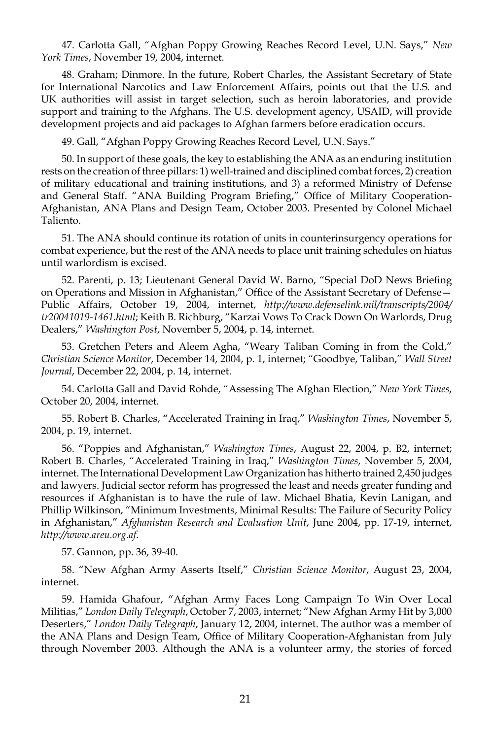47. Carlotta Gall, "Afghan Poppy Growing Reaches Record Level, U.N. Says," *New York Times*, November 19, 2004, internet.

48. Graham; Dinmore. In the future, Robert Charles, the Assistant Secretary of State for International Narcotics and Law Enforcement Affairs, points out that the U.S. and UK authorities will assist in target selection, such as heroin laboratories, and provide support and training to the Afghans. The U.S. development agency, USAID, will provide development projects and aid packages to Afghan farmers before eradication occurs.

49. Gall, "Afghan Poppy Growing Reaches Record Level, U.N. Says."

50. In support of these goals, the key to establishing the ANA as an enduring institution rests on the creation of three pillars: 1) well-trained and disciplined combat forces, 2) creation of military educational and training institutions, and 3) a reformed Ministry of Defense and General Staff. "ANA Building Program Briefing," Office of Military Cooperation-Afghanistan, ANA Plans and Design Team, October 2003. Presented by Colonel Michael Taliento.

51. The ANA should continue its rotation of units in counterinsurgency operations for combat experience, but the rest of the ANA needs to place unit training schedules on hiatus until warlordism is excised.

52. Parenti, p. 13; Lieutenant General David W. Barno, "Special DoD News Briefing on Operations and Mission in Afghanistan," Office of the Assistant Secretary of Defense—Public Affairs, October 19, 2004, internet, *http://www.defenselink.mil/transcripts/2004/tr20041019-1461.html*; Keith B. Richburg, "Karzai Vows To Crack Down On Warlords, Drug Dealers," *Washington Post*, November 5, 2004, p. 14, internet.

53. Gretchen Peters and Aleem Agha, "Weary Taliban Coming in from the Cold," *Christian Science Monitor*, December 14, 2004, p. 1, internet; "Goodbye, Taliban," *Wall Street Journal*, December 22, 2004, p. 14, internet.

54. Carlotta Gall and David Rohde, "Assessing The Afghan Election," *New York Times*, October 20, 2004, internet.

55. Robert B. Charles, "Accelerated Training in Iraq," *Washington Times*, November 5, 2004, p. 19, internet.

56. "Poppies and Afghanistan," *Washington Times*, August 22, 2004, p. B2, internet; Robert B. Charles, "Accelerated Training in Iraq," *Washington Times*, November 5, 2004, internet. The International Development Law Organization has hitherto trained 2,450 judges and lawyers. Judicial sector reform has progressed the least and needs greater funding and resources if Afghanistan is to have the rule of law. Michael Bhatia, Kevin Lanigan, and Phillip Wilkinson, "Minimum Investments, Minimal Results: The Failure of Security Policy in Afghanistan," *Afghanistan Research and Evaluation Unit*, June 2004, pp. 17-19, internet, *http://www.areu.org.af*.

57. Gannon, pp. 36, 39-40.

58. "New Afghan Army Asserts Itself," *Christian Science Monitor*, August 23, 2004, internet.

59. Hamida Ghafour, "Afghan Army Faces Long Campaign To Win Over Local Militias," *London Daily Telegraph*, October 7, 2003, internet; "New Afghan Army Hit by 3,000 Deserters," *London Daily Telegraph*, January 12, 2004, internet. The author was a member of the ANA Plans and Design Team, Office of Military Cooperation-Afghanistan from July through November 2003. Although the ANA is a volunteer army, the stories of forced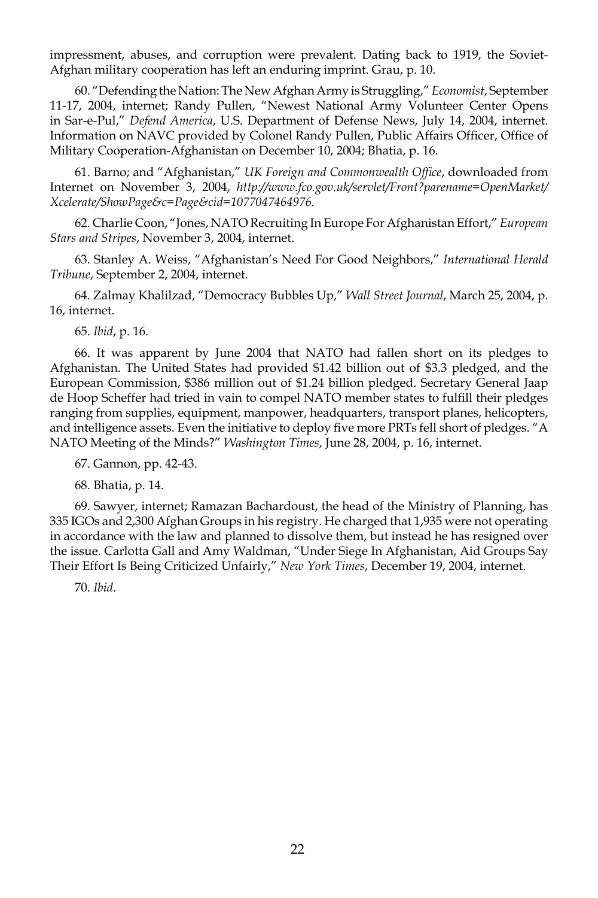impressment, abuses, and corruption were prevalent. Dating back to 1919, the Soviet-Afghan military cooperation has left an enduring imprint. Grau, p. 10.

60. "Defending the Nation: The New Afghan Army is Struggling," *Economist*, September 11-17, 2004, internet; Randy Pullen, "Newest National Army Volunteer Center Opens in Sar-e-Pul," *Defend America*, U.S. Department of Defense News, July 14, 2004, internet. Information on NAVC provided by Colonel Randy Pullen, Public Affairs Officer, Office of Military Cooperation-Afghanistan on December 10, 2004; Bhatia, p. 16.

61. Barno; and "Afghanistan," *UK Foreign and Commonwealth Office*, downloaded from Internet on November 3, 2004, *http://www.fco.gov.uk/servlet/Front?parename=OpenMarket/Xcelerate/ShowPage&c=Page&cid=1077047464976*.

62. Charlie Coon, "Jones, NATO Recruiting In Europe For Afghanistan Effort," *European Stars and Stripes*, November 3, 2004, internet.

63. Stanley A. Weiss, "Afghanistan's Need For Good Neighbors," *International Herald Tribune*, September 2, 2004, internet.

64. Zalmay Khalilzad, "Democracy Bubbles Up," *Wall Street Journal*, March 25, 2004, p. 16, internet.

65. *Ibid*, p. 16.

66. It was apparent by June 2004 that NATO had fallen short on its pledges to Afghanistan. The United States had provided $1.42 billion out of $3.3 pledged, and the European Commission, $386 million out of $1.24 billion pledged. Secretary General Jaap de Hoop Scheffer had tried in vain to compel NATO member states to fulfill their pledges ranging from supplies, equipment, manpower, headquarters, transport planes, helicopters, and intelligence assets. Even the initiative to deploy five more PRTs fell short of pledges. "A NATO Meeting of the Minds?" *Washington Times*, June 28, 2004, p. 16, internet.

67. Gannon, pp. 42-43.

68. Bhatia, p. 14.

69. Sawyer, internet; Ramazan Bachardoust, the head of the Ministry of Planning, has 335 IGOs and 2,300 Afghan Groups in his registry. He charged that 1,935 were not operating in accordance with the law and planned to dissolve them, but instead he has resigned over the issue. Carlotta Gall and Amy Waldman, "Under Siege In Afghanistan, Aid Groups Say Their Effort Is Being Criticized Unfairly," *New York Times*, December 19, 2004, internet.

70. *Ibid*.